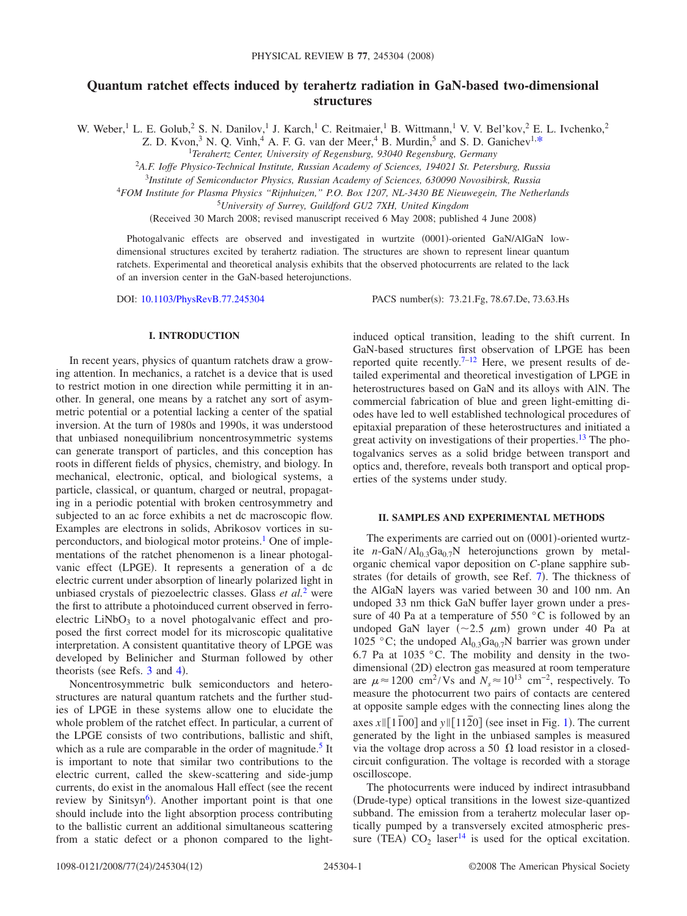# Quantum ratchet effects induced by terahertz radiation in GaN-based two-dimensional structures

W. Weber,[1] L. E. Golub,[2] S. N. Danilov,[1] J. Karch,[1] C. Reitmaier,[1] B. Wittmann,[1] V. V. Bel'kov,[2] E. L. Ivchenko,[2] Z. D. Kvon,[3] N. Q. Vinh,[4] A. F. G. van der Meer,[4] B. Murdin,[5] and S. D. Ganichev[1,*]

[1]*Terahertz Center, University of Regensburg, 93040 Regensburg, Germany*

[2]*A.F. Ioffe Physico-Technical Institute, Russian Academy of Sciences, 194021 St. Petersburg, Russia*

[3]*Institute of Semiconductor Physics, Russian Academy of Sciences, 630090 Novosibirsk, Russia*

[4]*FOM Institute for Plasma Physics "Rijnhuizen," P.O. Box 1207, NL-3430 BE Nieuwegein, The Netherlands*

[5]*University of Surrey, Guildford GU2 7XH, United Kingdom*

(Received 30 March 2008; revised manuscript received 6 May 2008; published 4 June 2008)

Photogalvanic effects are observed and investigated in wurtzite (0001)-oriented GaN/AlGaN low-dimensional structures excited by terahertz radiation. The structures are shown to represent linear quantum ratchets. Experimental and theoretical analysis exhibits that the observed photocurrents are related to the lack of an inversion center in the GaN-based heterojunctions.

DOI: 10.1103/PhysRevB.77.245304 PACS number(s): 73.21.Fg, 78.67.De, 73.63.Hs

## I. INTRODUCTION

In recent years, physics of quantum ratchets draw a growing attention. In mechanics, a ratchet is a device that is used to restrict motion in one direction while permitting it in another. In general, one means by a ratchet any sort of asymmetric potential or a potential lacking a center of the spatial inversion. At the turn of 1980s and 1990s, it was understood that unbiased nonequilibrium noncentrosymmetric systems can generate transport of particles, and this conception has roots in different fields of physics, chemistry, and biology. In mechanical, electronic, optical, and biological systems, a particle, classical, or quantum, charged or neutral, propagating in a periodic potential with broken centrosymmetry and subjected to an ac force exhibits a net dc macroscopic flow. Examples are electrons in solids, Abrikosov vortices in superconductors, and biological motor proteins.[1] One of implementations of the ratchet phenomenon is a linear photogalvanic effect (LPGE). It represents a generation of a dc electric current under absorption of linearly polarized light in unbiased crystals of piezoelectric classes. Glass *et al.*[2] were the first to attribute a photoinduced current observed in ferroelectric $LiNbO_3$ to a novel photogalvanic effect and proposed the first correct model for its microscopic qualitative interpretation. A consistent quantitative theory of LPGE was developed by Belinicher and Sturman followed by other theorists (see Refs. 3 and 4).

Noncentrosymmetric bulk semiconductors and heterostructures are natural quantum ratchets and the further studies of LPGE in these systems allow one to elucidate the whole problem of the ratchet effect. In particular, a current of the LPGE consists of two contributions, ballistic and shift, which as a rule are comparable in the order of magnitude.[5] It is important to note that similar two contributions to the electric current, called the skew-scattering and side-jump currents, do exist in the anomalous Hall effect (see the recent review by Sinitsyn[6]). Another important point is that one should include into the light absorption process contributing to the ballistic current an additional simultaneous scattering from a static defect or a phonon compared to the light-induced optical transition, leading to the shift current. In GaN-based structures first observation of LPGE has been reported quite recently.[7–12] Here, we present results of detailed experimental and theoretical investigation of LPGE in heterostructures based on GaN and its alloys with AlN. The commercial fabrication of blue and green light-emitting diodes have led to well established technological procedures of epitaxial preparation of these heterostructures and initiated a great activity on investigations of their properties.[13] The photogalvanics serves as a solid bridge between transport and optics and, therefore, reveals both transport and optical properties of the systems under study.

## II. SAMPLES AND EXPERIMENTAL METHODS

The experiments are carried out on (0001)-oriented wurtzite $n$-GaN/$Al_{0.3}Ga_{0.7}N$ heterojunctions grown by metal-organic chemical vapor deposition on $C$-plane sapphire substrates (for details of growth, see Ref. 7). The thickness of the AlGaN layers was varied between 30 and 100 nm. An undoped 33 nm thick GaN buffer layer grown under a pressure of 40 Pa at a temperature of 550 °C is followed by an undoped GaN layer ($\sim$2.5 $\mu$m) grown under 40 Pa at 1025 °C; the undoped $Al_{0.3}Ga_{0.7}N$ barrier was grown under 6.7 Pa at 1035 °C. The mobility and density in the two-dimensional (2D) electron gas measured at room temperature are $\mu \approx 1200$ cm$^2$/Vs and $N_s \approx 10^{13}$ cm$^{-2}$, respectively. To measure the photocurrent two pairs of contacts are centered at opposite sample edges with the connecting lines along the axes $x \parallel [1\bar{1}00]$ and $y \parallel [11\bar{2}0]$ (see inset in Fig. 1). The current generated by the light in the unbiased samples is measured via the voltage drop across a 50 Ω load resistor in a closed-circuit configuration. The voltage is recorded with a storage oscilloscope.

The photocurrents were induced by indirect intrasubband (Drude-type) optical transitions in the lowest size-quantized subband. The emission from a terahertz molecular laser optically pumped by a transversely excited atmospheric pressure (TEA) $CO_2$ laser[14] is used for the optical excitation.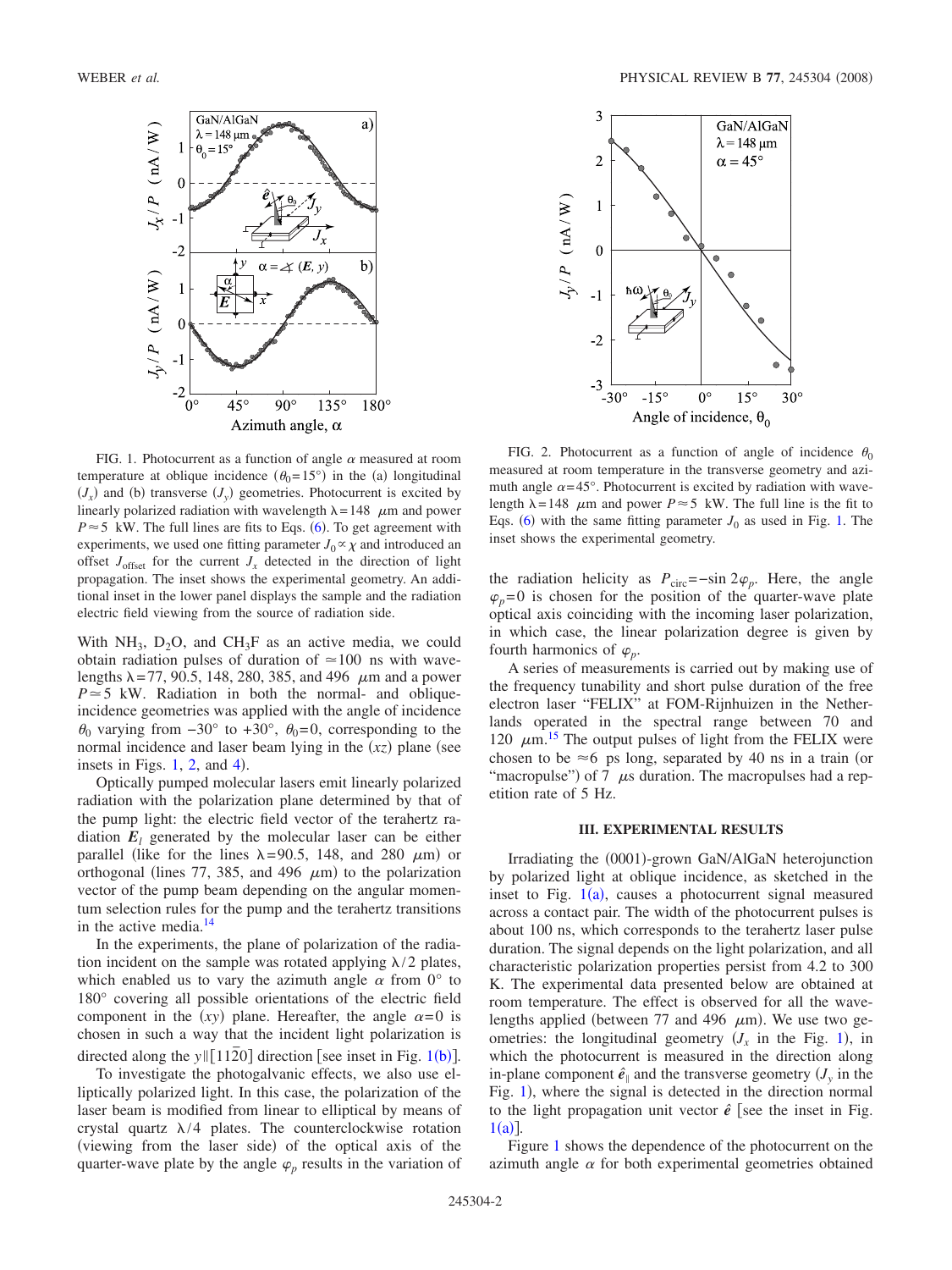FIG. 1. Photocurrent as a function of angle $\alpha$ measured at room temperature at oblique incidence ($\theta_0=15°$) in the (a) longitudinal ($J_x$) and (b) transverse ($J_y$) geometries. Photocurrent is excited by linearly polarized radiation with wavelength $\lambda=148$ $\mu$m and power $P\approx 5$ kW. The full lines are fits to Eqs. (6). To get agreement with experiments, we used one fitting parameter $J_0 \propto \chi$ and introduced an offset $J_{\text{offset}}$ for the current $J_x$ detected in the direction of light propagation. The inset shows the experimental geometry. An additional inset in the lower panel displays the sample and the radiation electric field viewing from the source of radiation side.

FIG. 2. Photocurrent as a function of angle of incidence $\theta_0$ measured at room temperature in the transverse geometry and azimuth angle $\alpha=45°$. Photocurrent is excited by radiation with wavelength $\lambda=148$ $\mu$m and power $P\approx 5$ kW. The full line is the fit to Eqs. (6) with the same fitting parameter $J_0$ as used in Fig. 1. The inset shows the experimental geometry.

With $NH_3$, $D_2O$, and $CH_3F$ as an active media, we could obtain radiation pulses of duration of $\simeq 100$ ns with wavelengths $\lambda=77$, 90.5, 148, 280, 385, and 496 $\mu$m and a power $P\simeq 5$ kW. Radiation in both the normal- and oblique-incidence geometries was applied with the angle of incidence $\theta_0$ varying from $-30°$ to $+30°$, $\theta_0=0$, corresponding to the normal incidence and laser beam lying in the $(xz)$ plane (see insets in Figs. 1, 2, and 4).

Optically pumped molecular lasers emit linearly polarized radiation with the polarization plane determined by that of the pump light: the electric field vector of the terahertz radiation $\boldsymbol{E}_l$ generated by the molecular laser can be either parallel (like for the lines $\lambda=90.5$, 148, and 280 $\mu$m) or orthogonal (lines 77, 385, and 496 $\mu$m) to the polarization vector of the pump beam depending on the angular momentum selection rules for the pump and the terahertz transitions in the active media.[14]

In the experiments, the plane of polarization of the radiation incident on the sample was rotated applying $\lambda/2$ plates, which enabled us to vary the azimuth angle $\alpha$ from 0° to 180° covering all possible orientations of the electric field component in the $(xy)$ plane. Hereafter, the angle $\alpha=0$ is chosen in such a way that the incident light polarization is directed along the $y \| [11\bar{2}0]$ direction [see inset in Fig. 1(b)].

To investigate the photogalvanic effects, we also use elliptically polarized light. In this case, the polarization of the laser beam is modified from linear to elliptical by means of crystal quartz $\lambda/4$ plates. The counterclockwise rotation (viewing from the laser side) of the optical axis of the quarter-wave plate by the angle $\varphi_p$ results in the variation of the radiation helicity as $P_{\text{circ}}=-\sin 2\varphi_p$. Here, the angle $\varphi_p=0$ is chosen for the position of the quarter-wave plate optical axis coinciding with the incoming laser polarization, in which case, the linear polarization degree is given by fourth harmonics of $\varphi_p$.

A series of measurements is carried out by making use of the frequency tunability and short pulse duration of the free electron laser "FELIX" at FOM-Rijnhuizen in the Netherlands operated in the spectral range between 70 and 120 $\mu$m.[15] The output pulses of light from the FELIX were chosen to be $\approx 6$ ps long, separated by 40 ns in a train (or "macropulse") of 7 $\mu$s duration. The macropulses had a repetition rate of 5 Hz.

## III. EXPERIMENTAL RESULTS

Irradiating the (0001)-grown GaN/AlGaN heterojunction by polarized light at oblique incidence, as sketched in the inset to Fig. 1(a), causes a photocurrent signal measured across a contact pair. The width of the photocurrent pulses is about 100 ns, which corresponds to the terahertz laser pulse duration. The signal depends on the light polarization, and all characteristic polarization properties persist from 4.2 to 300 K. The experimental data presented below are obtained at room temperature. The effect is observed for all the wavelengths applied (between 77 and 496 $\mu$m). We use two geometries: the longitudinal geometry ($J_x$ in the Fig. 1), in which the photocurrent is measured in the direction along in-plane component $\hat{\boldsymbol{e}}_\|$ and the transverse geometry ($J_y$ in the Fig. 1), where the signal is detected in the direction normal to the light propagation unit vector $\hat{\boldsymbol{e}}$ [see the inset in Fig. 1(a)].

Figure 1 shows the dependence of the photocurrent on the azimuth angle $\alpha$ for both experimental geometries obtained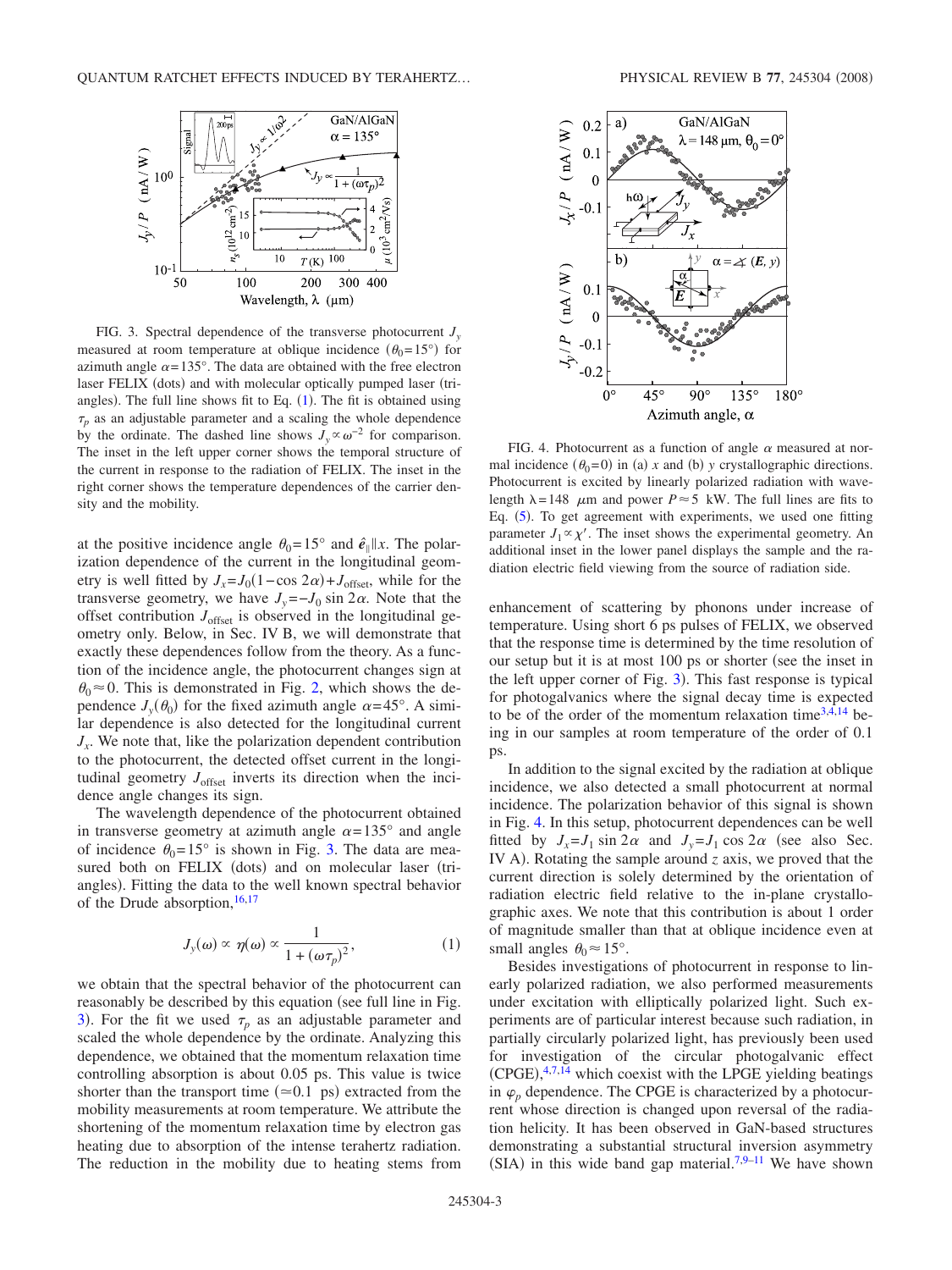FIG. 3. Spectral dependence of the transverse photocurrent $J_y$ measured at room temperature at oblique incidence ($\theta_0=15°$) for azimuth angle $\alpha=135°$. The data are obtained with the free electron laser FELIX (dots) and with molecular optically pumped laser (triangles). The full line shows fit to Eq. (1). The fit is obtained using $\tau_p$ as an adjustable parameter and a scaling the whole dependence by the ordinate. The dashed line shows $J_y \propto \omega^{-2}$ for comparison. The inset in the left upper corner shows the temporal structure of the current in response to the radiation of FELIX. The inset in the right corner shows the temperature dependences of the carrier density and the mobility.

FIG. 4. Photocurrent as a function of angle $\alpha$ measured at normal incidence ($\theta_0=0$) in (a) $x$ and (b) $y$ crystallographic directions. Photocurrent is excited by linearly polarized radiation with wavelength $\lambda=148$ $\mu$m and power $P \approx 5$ kW. The full lines are fits to Eq. (5). To get agreement with experiments, we used one fitting parameter $J_1 \propto \chi'$. The inset shows the experimental geometry. An additional inset in the lower panel displays the sample and the radiation electric field viewing from the source of radiation side.

at the positive incidence angle $\theta_0=15°$ and $\hat{e}_\parallel \| x$. The polarization dependence of the current in the longitudinal geometry is well fitted by $J_x=J_0(1-\cos 2\alpha)+J_{\text{offset}}$, while for the transverse geometry, we have $J_y=-J_0 \sin 2\alpha$. Note that the offset contribution $J_{\text{offset}}$ is observed in the longitudinal geometry only. Below, in Sec. IV B, we will demonstrate that exactly these dependences follow from the theory. As a function of the incidence angle, the photocurrent changes sign at $\theta_0 \approx 0$. This is demonstrated in Fig. 2, which shows the dependence $J_y(\theta_0)$ for the fixed azimuth angle $\alpha=45°$. A similar dependence is also detected for the longitudinal current $J_x$. We note that, like the polarization dependent contribution to the photocurrent, the detected offset current in the longitudinal geometry $J_{\text{offset}}$ inverts its direction when the incidence angle changes its sign.

The wavelength dependence of the photocurrent obtained in transverse geometry at azimuth angle $\alpha=135°$ and angle of incidence $\theta_0=15°$ is shown in Fig. 3. The data are measured both on FELIX (dots) and on molecular laser (triangles). Fitting the data to the well known spectral behavior of the Drude absorption,[16,17]

$$J_y(\omega) \propto \eta(\omega) \propto \frac{1}{1+(\omega\tau_p)^2}, \tag{1}$$

we obtain that the spectral behavior of the photocurrent can reasonably be described by this equation (see full line in Fig. 3). For the fit we used $\tau_p$ as an adjustable parameter and scaled the whole dependence by the ordinate. Analyzing this dependence, we obtained that the momentum relaxation time controlling absorption is about 0.05 ps. This value is twice shorter than the transport time ($\approx 0.1$ ps) extracted from the mobility measurements at room temperature. We attribute the shortening of the momentum relaxation time by electron gas heating due to absorption of the intense terahertz radiation. The reduction in the mobility due to heating stems from enhancement of scattering by phonons under increase of temperature. Using short 6 ps pulses of FELIX, we observed that the response time is determined by the time resolution of our setup but it is at most 100 ps or shorter (see the inset in the left upper corner of Fig. 3). This fast response is typical for photogalvanics where the signal decay time is expected to be of the order of the momentum relaxation time[3,4,14] being in our samples at room temperature of the order of 0.1 ps.

In addition to the signal excited by the radiation at oblique incidence, we also detected a small photocurrent at normal incidence. The polarization behavior of this signal is shown in Fig. 4. In this setup, photocurrent dependences can be well fitted by $J_x=J_1 \sin 2\alpha$ and $J_y=J_1 \cos 2\alpha$ (see also Sec. IV A). Rotating the sample around $z$ axis, we proved that the current direction is solely determined by the orientation of radiation electric field relative to the in-plane crystallographic axes. We note that this contribution is about 1 order of magnitude smaller than that at oblique incidence even at small angles $\theta_0 \approx 15°$.

Besides investigations of photocurrent in response to linearly polarized radiation, we also performed measurements under excitation with elliptically polarized light. Such experiments are of particular interest because such radiation, in partially circularly polarized light, has previously been used for investigation of the circular photogalvanic effect (CPGE),[4,7,14] which coexist with the LPGE yielding beatings in $\varphi_p$ dependence. The CPGE is characterized by a photocurrent whose direction is changed upon reversal of the radiation helicity. It has been observed in GaN-based structures demonstrating a substantial structural inversion asymmetry (SIA) in this wide band gap material.[7,9–11] We have shown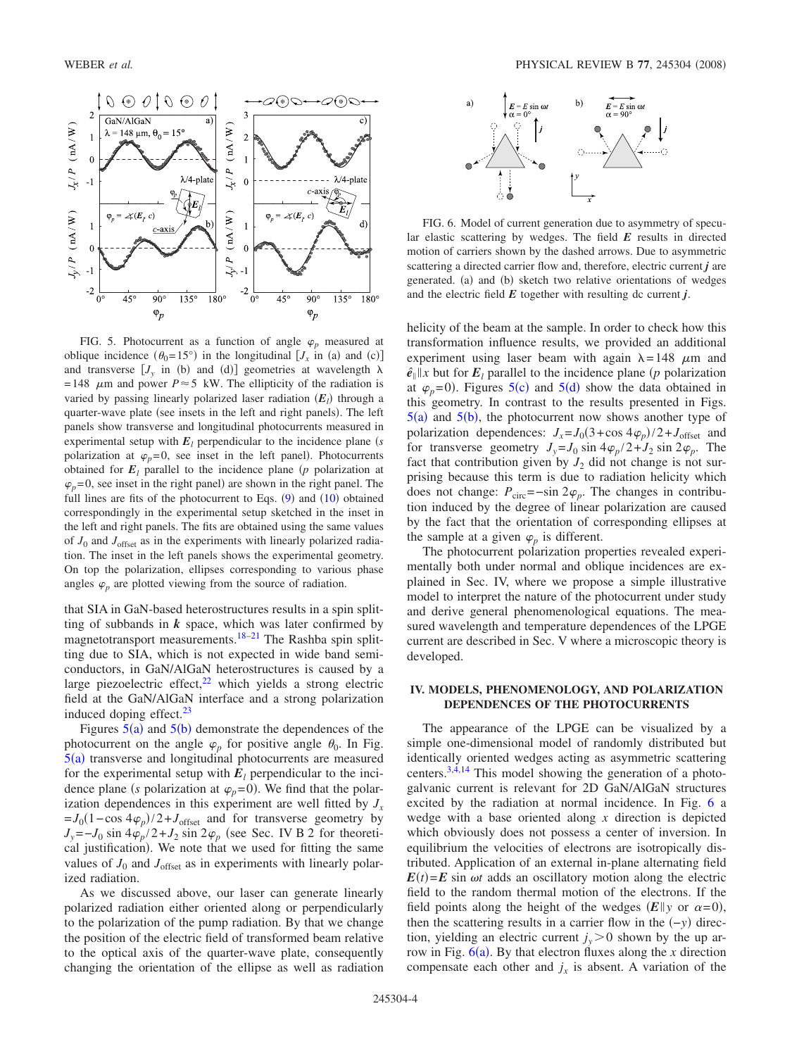FIG. 5. Photocurrent as a function of angle $\varphi_p$ measured at oblique incidence ($\theta_0 = 15°$) in the longitudinal [$J_x$ in (a) and (c)] and transverse [$J_y$ in (b) and (d)] geometries at wavelength $\lambda = 148$ $\mu$m and power $P \approx 5$ kW. The ellipticity of the radiation is varied by passing linearly polarized laser radiation ($\boldsymbol{E}_l$) through a quarter-wave plate (see insets in the left and right panels). The left panels show transverse and longitudinal photocurrents measured in experimental setup with $\boldsymbol{E}_l$ perpendicular to the incidence plane ($s$ polarization at $\varphi_p = 0$, see inset in the left panel). Photocurrents obtained for $\boldsymbol{E}_l$ parallel to the incidence plane ($p$ polarization at $\varphi_p = 0$, see inset in the right panel) are shown in the right panel. The full lines are fits of the photocurrent to Eqs. (9) and (10) obtained correspondingly in the experimental setup sketched in the inset in the left and right panels. The fits are obtained using the same values of $J_0$ and $J_{\text{offset}}$ as in the experiments with linearly polarized radiation. The inset in the left panels shows the experimental geometry. On top the polarization, ellipses corresponding to various phase angles $\varphi_p$ are plotted viewing from the source of radiation.

that SIA in GaN-based heterostructures results in a spin splitting of subbands in $\boldsymbol{k}$ space, which was later confirmed by magnetotransport measurements.[18–21] The Rashba spin splitting due to SIA, which is not expected in wide band semiconductors, in GaN/AlGaN heterostructures is caused by a large piezoelectric effect,[22] which yields a strong electric field at the GaN/AlGaN interface and a strong polarization induced doping effect.[23]

Figures 5(a) and 5(b) demonstrate the dependences of the photocurrent on the angle $\varphi_p$ for positive angle $\theta_0$. In Fig. 5(a) transverse and longitudinal photocurrents are measured for the experimental setup with $\boldsymbol{E}_l$ perpendicular to the incidence plane ($s$ polarization at $\varphi_p = 0$). We find that the polarization dependences in this experiment are well fitted by $J_x = J_0(1 - \cos 4\varphi_p)/2 + J_{\text{offset}}$ and for transverse geometry by $J_y = -J_0 \sin 4\varphi_p/2 + J_2 \sin 2\varphi_p$ (see Sec. IV B 2 for theoretical justification). We note that we used for fitting the same values of $J_0$ and $J_{\text{offset}}$ as in experiments with linearly polarized radiation.

As we discussed above, our laser can generate linearly polarized radiation either oriented along or perpendicularly to the polarization of the pump radiation. By that we change the position of the electric field of transformed beam relative to the optical axis of the quarter-wave plate, consequently changing the orientation of the ellipse as well as radiation helicity of the beam at the sample. In order to check how this transformation influence results, we provided an additional experiment using laser beam with again $\lambda = 148$ $\mu$m and $\hat{\boldsymbol{e}}_\parallel \| x$ but for $\boldsymbol{E}_l$ parallel to the incidence plane ($p$ polarization at $\varphi_p = 0$). Figures 5(c) and 5(d) show the data obtained in this geometry. In contrast to the results presented in Figs. 5(a) and 5(b), the photocurrent now shows another type of polarization dependences: $J_x = J_0(3 + \cos 4\varphi_p)/2 + J_{\text{offset}}$ and for transverse geometry $J_y = J_0 \sin 4\varphi_p/2 + J_2 \sin 2\varphi_p$. The fact that contribution given by $J_2$ did not change is not surprising because this term is due to radiation helicity which does not change: $P_{\text{circ}} = -\sin 2\varphi_p$. The changes in contribution induced by the degree of linear polarization are caused by the fact that the orientation of corresponding ellipses at the sample at a given $\varphi_p$ is different.

The photocurrent polarization properties revealed experimentally both under normal and oblique incidences are explained in Sec. IV, where we propose a simple illustrative model to interpret the nature of the photocurrent under study and derive general phenomenological equations. The measured wavelength and temperature dependences of the LPGE current are described in Sec. V where a microscopic theory is developed.

FIG. 6. Model of current generation due to asymmetry of specular elastic scattering by wedges. The field $\boldsymbol{E}$ results in directed motion of carriers shown by the dashed arrows. Due to asymmetric scattering a directed carrier flow and, therefore, electric current $\boldsymbol{j}$ are generated. (a) and (b) sketch two relative orientations of wedges and the electric field $\boldsymbol{E}$ together with resulting dc current $\boldsymbol{j}$.

## IV. MODELS, PHENOMENOLOGY, AND POLARIZATION DEPENDENCES OF THE PHOTOCURRENTS

The appearance of the LPGE can be visualized by a simple one-dimensional model of randomly distributed but identically oriented wedges acting as asymmetric scattering centers.[3,4,14] This model showing the generation of a photogalvanic current is relevant for 2D GaN/AlGaN structures excited by the radiation at normal incidence. In Fig. 6 a wedge with a base oriented along $x$ direction is depicted which obviously does not possess a center of inversion. In equilibrium the velocities of electrons are isotropically distributed. Application of an external in-plane alternating field $\boldsymbol{E}(t) = \boldsymbol{E} \sin \omega t$ adds an oscillatory motion along the electric field to the random thermal motion of the electrons. If the field points along the height of the wedges ($\boldsymbol{E} \| y$ or $\alpha = 0$), then the scattering results in a carrier flow in the $(-y)$ direction, yielding an electric current $j_y > 0$ shown by the up arrow in Fig. 6(a). By that electron fluxes along the $x$ direction compensate each other and $j_x$ is absent. A variation of the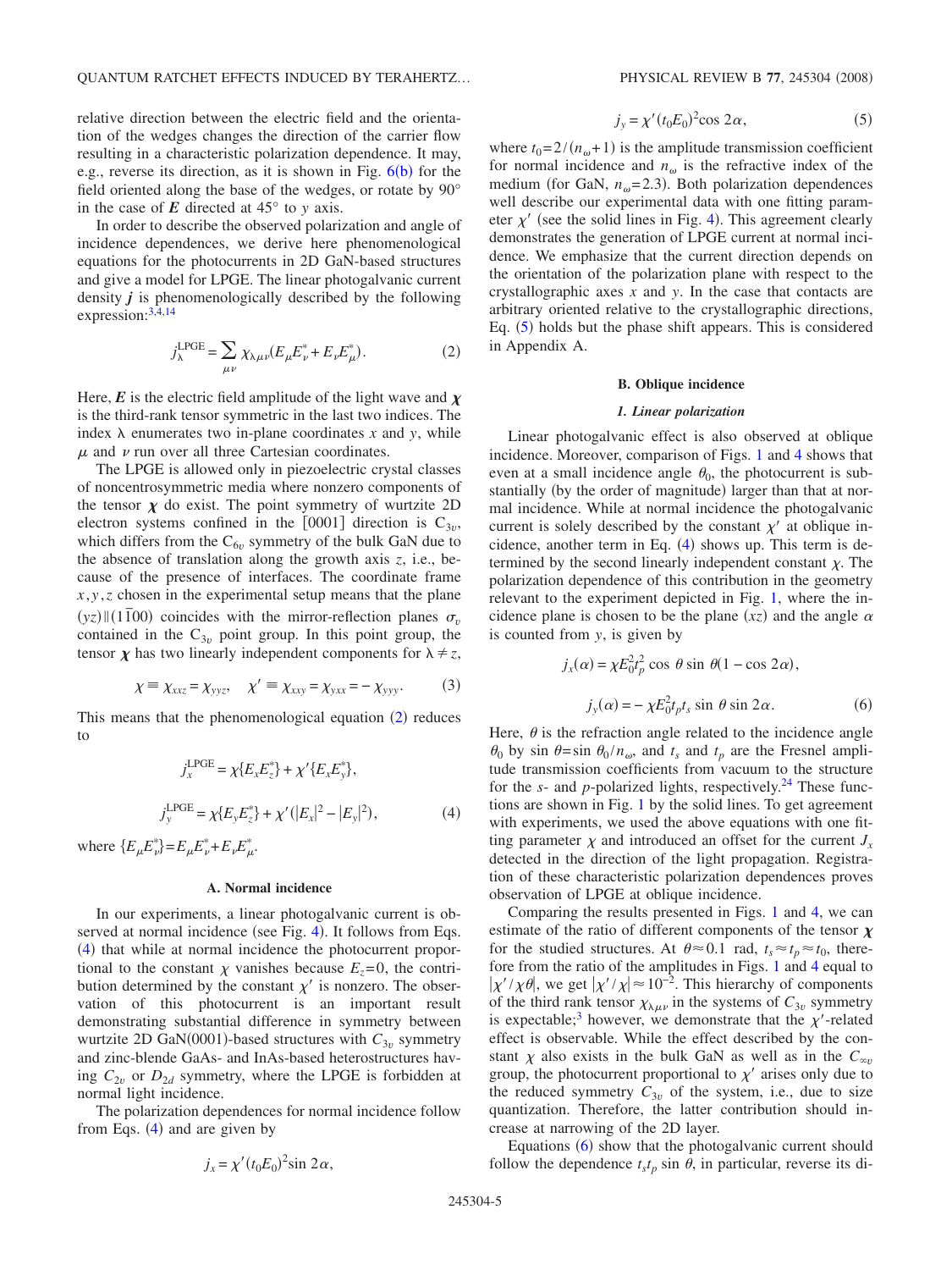relative direction between the electric field and the orientation of the wedges changes the direction of the carrier flow resulting in a characteristic polarization dependence. It may, e.g., reverse its direction, as it is shown in Fig. 6(b) for the field oriented along the base of the wedges, or rotate by 90° in the case of $\boldsymbol{E}$ directed at 45° to $y$ axis.

In order to describe the observed polarization and angle of incidence dependences, we derive here phenomenological equations for the photocurrents in 2D GaN-based structures and give a model for LPGE. The linear photogalvanic current density $\boldsymbol{j}$ is phenomenologically described by the following expression:[3,4,14]

$$j_\lambda^{\mathrm{LPGE}} = \sum_{\mu\nu} \chi_{\lambda\mu\nu}(E_\mu E_\nu^* + E_\nu E_\mu^*). \tag{2}$$

Here, $\boldsymbol{E}$ is the electric field amplitude of the light wave and $\boldsymbol{\chi}$ is the third-rank tensor symmetric in the last two indices. The index $\lambda$ enumerates two in-plane coordinates $x$ and $y$, while $\mu$ and $\nu$ run over all three Cartesian coordinates.

The LPGE is allowed only in piezoelectric crystal classes of noncentrosymmetric media where nonzero components of the tensor $\boldsymbol{\chi}$ do exist. The point symmetry of wurtzite 2D electron systems confined in the [0001] direction is $C_{3v}$, which differs from the $C_{6v}$ symmetry of the bulk GaN due to the absence of translation along the growth axis $z$, i.e., because of the presence of interfaces. The coordinate frame $x,y,z$ chosen in the experimental setup means that the plane $(yz)\|(1\bar{1}00)$ coincides with the mirror-reflection planes $\sigma_v$ contained in the $C_{3v}$ point group. In this point group, the tensor $\boldsymbol{\chi}$ has two linearly independent components for $\lambda \neq z$,

$$\chi \equiv \chi_{xxz} = \chi_{yyz}, \quad \chi' \equiv \chi_{xxy} = \chi_{yxx} = -\chi_{yyy}. \tag{3}$$

This means that the phenomenological equation (2) reduces to

$$j_x^{\mathrm{LPGE}} = \chi\{E_x E_z^*\} + \chi'\{E_x E_y^*\},$$

$$j_y^{\mathrm{LPGE}} = \chi\{E_y E_z^*\} + \chi'(|E_x|^2 - |E_y|^2), \tag{4}$$

where $\{E_\mu E_\nu^*\} = E_\mu E_\nu^* + E_\nu E_\mu^*$.

### A. Normal incidence

In our experiments, a linear photogalvanic current is observed at normal incidence (see Fig. 4). It follows from Eqs. (4) that while at normal incidence the photocurrent proportional to the constant $\chi$ vanishes because $E_z=0$, the contribution determined by the constant $\chi'$ is nonzero. The observation of this photocurrent is an important result demonstrating substantial difference in symmetry between wurtzite 2D GaN(0001)-based structures with $C_{3v}$ symmetry and zinc-blende GaAs- and InAs-based heterostructures having $C_{2v}$ or $D_{2d}$ symmetry, where the LPGE is forbidden at normal light incidence.

The polarization dependences for normal incidence follow from Eqs. (4) and are given by

$$j_x = \chi'(t_0 E_0)^2 \sin 2\alpha,$$

$$j_y = \chi'(t_0 E_0)^2 \cos 2\alpha, \tag{5}$$

where $t_0 = 2/(n_\omega + 1)$ is the amplitude transmission coefficient for normal incidence and $n_\omega$ is the refractive index of the medium (for GaN, $n_\omega=2.3$). Both polarization dependences well describe our experimental data with one fitting parameter $\chi'$ (see the solid lines in Fig. 4). This agreement clearly demonstrates the generation of LPGE current at normal incidence. We emphasize that the current direction depends on the orientation of the polarization plane with respect to the crystallographic axes $x$ and $y$. In the case that contacts are arbitrary oriented relative to the crystallographic directions, Eq. (5) holds but the phase shift appears. This is considered in Appendix A.

### B. Oblique incidence

#### 1. Linear polarization

Linear photogalvanic effect is also observed at oblique incidence. Moreover, comparison of Figs. 1 and 4 shows that even at a small incidence angle $\theta_0$, the photocurrent is substantially (by the order of magnitude) larger than that at normal incidence. While at normal incidence the photogalvanic current is solely described by the constant $\chi'$ at oblique incidence, another term in Eq. (4) shows up. This term is determined by the second linearly independent constant $\chi$. The polarization dependence of this contribution in the geometry relevant to the experiment depicted in Fig. 1, where the incidence plane is chosen to be the plane $(xz)$ and the angle $\alpha$ is counted from $y$, is given by

$$j_x(\alpha) = \chi E_0^2 t_p^2 \cos\theta \sin\theta(1 - \cos 2\alpha),$$

$$j_y(\alpha) = -\chi E_0^2 t_p t_s \sin\theta \sin 2\alpha. \tag{6}$$

Here, $\theta$ is the refraction angle related to the incidence angle $\theta_0$ by $\sin\theta = \sin\theta_0/n_\omega$, and $t_s$ and $t_p$ are the Fresnel amplitude transmission coefficients from vacuum to the structure for the $s$- and $p$-polarized lights, respectively.[24] These functions are shown in Fig. 1 by the solid lines. To get agreement with experiments, we used the above equations with one fitting parameter $\chi$ and introduced an offset for the current $J_x$ detected in the direction of the light propagation. Registration of these characteristic polarization dependences proves observation of LPGE at oblique incidence.

Comparing the results presented in Figs. 1 and 4, we can estimate of the ratio of different components of the tensor $\boldsymbol{\chi}$ for the studied structures. At $\theta \approx 0.1$ rad, $t_s \approx t_p \approx t_0$, therefore from the ratio of the amplitudes in Figs. 1 and 4 equal to $|\chi'/\chi\theta|$, we get $|\chi'/\chi| \approx 10^{-2}$. This hierarchy of components of the third rank tensor $\chi_{\lambda\mu\nu}$ in the systems of $C_{3v}$ symmetry is expectable;[3] however, we demonstrate that the $\chi'$-related effect is observable. While the effect described by the constant $\chi$ also exists in the bulk GaN as well as in the $C_{\infty v}$ group, the photocurrent proportional to $\chi'$ arises only due to the reduced symmetry $C_{3v}$ of the system, i.e., due to size quantization. Therefore, the latter contribution should increase at narrowing of the 2D layer.

Equations (6) show that the photogalvanic current should follow the dependence $t_s t_p \sin\theta$, in particular, reverse its di-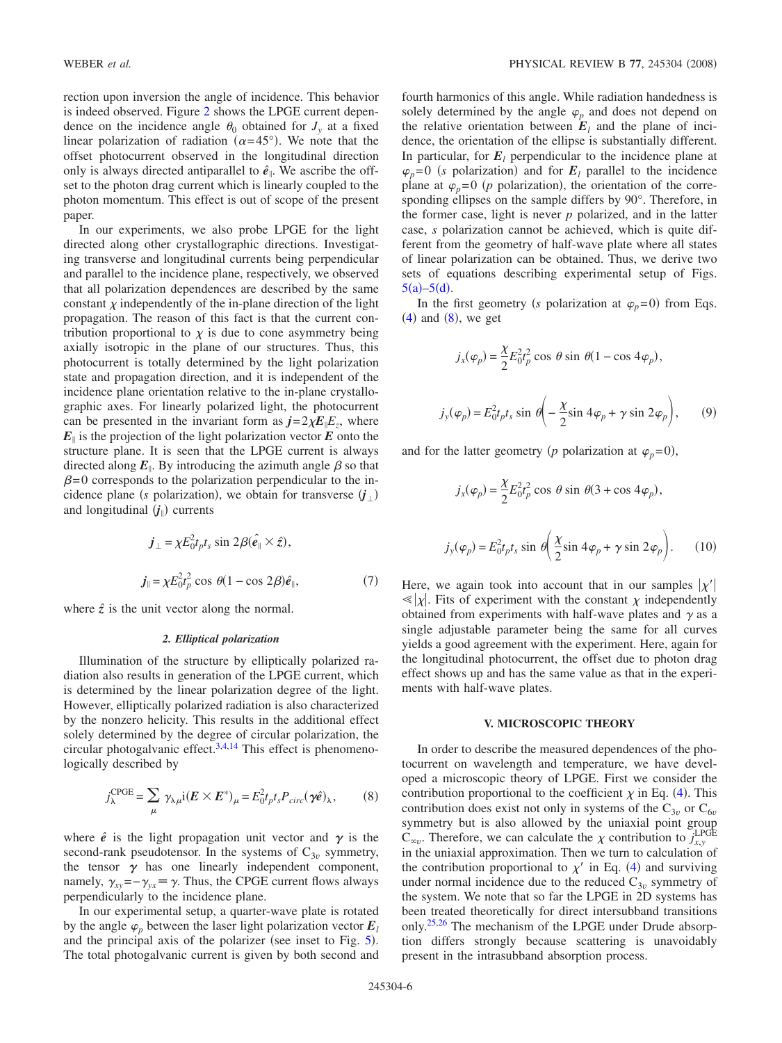rection upon inversion the angle of incidence. This behavior is indeed observed. Figure 2 shows the LPGE current dependence on the incidence angle $\theta_0$ obtained for $J_y$ at a fixed linear polarization of radiation ($\alpha=45°$). We note that the offset photocurrent observed in the longitudinal direction only is always directed antiparallel to $\hat{\boldsymbol{e}}_\parallel$. We ascribe the offset to the photon drag current which is linearly coupled to the photon momentum. This effect is out of scope of the present paper.

In our experiments, we also probe LPGE for the light directed along other crystallographic directions. Investigating transverse and longitudinal currents being perpendicular and parallel to the incidence plane, respectively, we observed that all polarization dependences are described by the same constant $\chi$ independently of the in-plane direction of the light propagation. The reason of this fact is that the current contribution proportional to $\chi$ is due to cone asymmetry being axially isotropic in the plane of our structures. Thus, this photocurrent is totally determined by the light polarization state and propagation direction, and it is independent of the incidence plane orientation relative to the in-plane crystallographic axes. For linearly polarized light, the photocurrent can be presented in the invariant form as $\boldsymbol{j}=2\chi \boldsymbol{E}_\parallel E_z$, where $\boldsymbol{E}_\parallel$ is the projection of the light polarization vector $\boldsymbol{E}$ onto the structure plane. It is seen that the LPGE current is always directed along $\boldsymbol{E}_\parallel$. By introducing the azimuth angle $\beta$ so that $\beta=0$ corresponds to the polarization perpendicular to the incidence plane ($s$ polarization), we obtain for transverse ($\boldsymbol{j}_\perp$) and longitudinal ($\boldsymbol{j}_\parallel$) currents

$$\boldsymbol{j}_\perp = \chi E_0^2 t_p t_s \sin 2\beta (\hat{\boldsymbol{e}}_\parallel \times \hat{\boldsymbol{z}}),$$

$$\boldsymbol{j}_\parallel = \chi E_0^2 t_p^2 \cos \theta (1-\cos 2\beta)\hat{\boldsymbol{e}}_\parallel, \tag{7}$$

where $\hat{\boldsymbol{z}}$ is the unit vector along the normal.

#### 2. Elliptical polarization

Illumination of the structure by elliptically polarized radiation also results in generation of the LPGE current, which is determined by the linear polarization degree of the light. However, elliptically polarized radiation is also characterized by the nonzero helicity. This results in the additional effect solely determined by the degree of circular polarization, the circular photogalvanic effect.[3,4,14] This effect is phenomenologically described by

$$j_\lambda^{\text{CPGE}} = \sum_\mu \gamma_{\lambda\mu} \mathrm{i}(\boldsymbol{E}\times\boldsymbol{E}^*)_\mu = E_0^2 t_p t_s P_{circ}(\boldsymbol{\gamma}\hat{\boldsymbol{e}})_\lambda, \tag{8}$$

where $\hat{\boldsymbol{e}}$ is the light propagation unit vector and $\boldsymbol{\gamma}$ is the second-rank pseudotensor. In the systems of $C_{3v}$ symmetry, the tensor $\boldsymbol{\gamma}$ has one linearly independent component, namely, $\gamma_{xy}=-\gamma_{yx}\equiv\gamma$. Thus, the CPGE current flows always perpendicularly to the incidence plane.

In our experimental setup, a quarter-wave plate is rotated by the angle $\varphi_p$ between the laser light polarization vector $\boldsymbol{E}_l$ and the principal axis of the polarizer (see inset to Fig. 5). The total photogalvanic current is given by both second and fourth harmonics of this angle. While radiation handedness is solely determined by the angle $\varphi_p$ and does not depend on the relative orientation between $\boldsymbol{E}_l$ and the plane of incidence, the orientation of the ellipse is substantially different. In particular, for $\boldsymbol{E}_l$ perpendicular to the incidence plane at $\varphi_p=0$ ($s$ polarization) and for $\boldsymbol{E}_l$ parallel to the incidence plane at $\varphi_p=0$ ($p$ polarization), the orientation of the corresponding ellipses on the sample differs by 90°. Therefore, in the former case, light is never $p$ polarized, and in the latter case, $s$ polarization cannot be achieved, which is quite different from the geometry of half-wave plate where all states of linear polarization can be obtained. Thus, we derive two sets of equations describing experimental setup of Figs. 5(a)–5(d).

In the first geometry ($s$ polarization at $\varphi_p=0$) from Eqs. (4) and (8), we get

$$j_x(\varphi_p) = \frac{\chi}{2} E_0^2 t_p^2 \cos\theta \sin\theta (1-\cos 4\varphi_p),$$

$$j_y(\varphi_p) = E_0^2 t_p t_s \sin\theta \left(-\frac{\chi}{2}\sin 4\varphi_p + \gamma \sin 2\varphi_p\right), \tag{9}$$

and for the latter geometry ($p$ polarization at $\varphi_p=0$),

$$j_x(\varphi_p) = \frac{\chi}{2} E_0^2 t_p^2 \cos\theta \sin\theta (3+\cos 4\varphi_p),$$

$$j_y(\varphi_p) = E_0^2 t_p t_s \sin\theta \left(\frac{\chi}{2}\sin 4\varphi_p + \gamma \sin 2\varphi_p\right). \tag{10}$$

Here, we again took into account that in our samples $|\chi'| \ll |\chi|$. Fits of experiment with the constant $\chi$ independently obtained from experiments with half-wave plates and $\gamma$ as a single adjustable parameter being the same for all curves yields a good agreement with the experiment. Here, again for the longitudinal photocurrent, the offset due to photon drag effect shows up and has the same value as that in the experiments with half-wave plates.

## V. MICROSCOPIC THEORY

In order to describe the measured dependences of the photocurrent on wavelength and temperature, we have developed a microscopic theory of LPGE. First we consider the contribution proportional to the coefficient $\chi$ in Eq. (4). This contribution does exist not only in systems of the $C_{3v}$ or $C_{6v}$ symmetry but is also allowed by the uniaxial point group $C_{\infty v}$. Therefore, we can calculate the $\chi$ contribution to $j_{x,y}^{\text{LPGE}}$ in the uniaxial approximation. Then we turn to calculation of the contribution proportional to $\chi'$ in Eq. (4) and surviving under normal incidence due to the reduced $C_{3v}$ symmetry of the system. We note that so far the LPGE in 2D systems has been treated theoretically for direct intersubband transitions only.[25,26] The mechanism of the LPGE under Drude absorption differs strongly because scattering is unavoidably present in the intrasubband absorption process.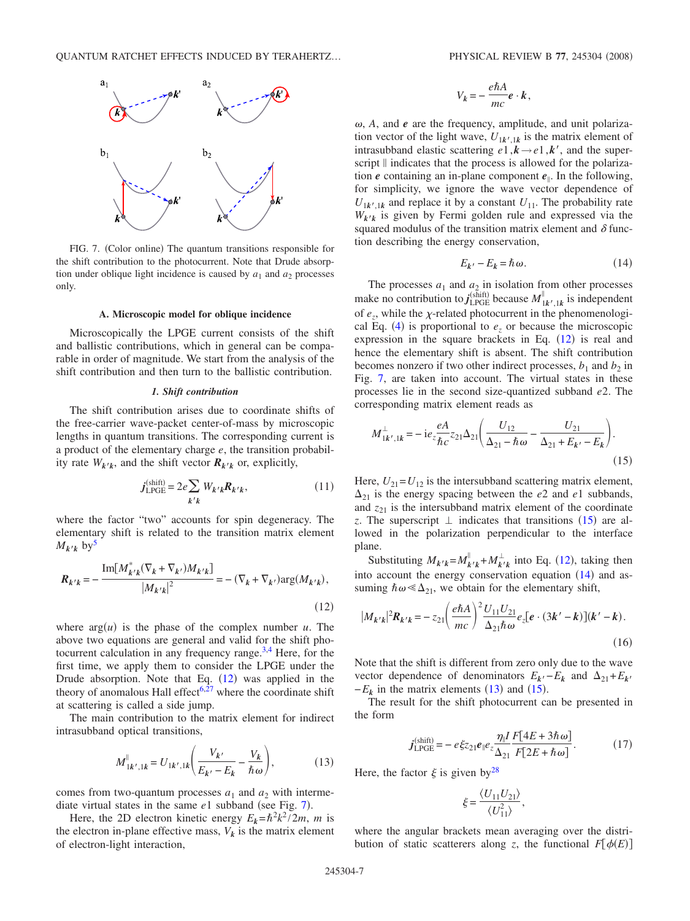FIG. 7. (Color online) The quantum transitions responsible for the shift contribution to the photocurrent. Note that Drude absorption under oblique light incidence is caused by $a_1$ and $a_2$ processes only.

### A. Microscopic model for oblique incidence

Microscopically the LPGE current consists of the shift and ballistic contributions, which in general can be comparable in order of magnitude. We start from the analysis of the shift contribution and then turn to the ballistic contribution.

#### *1. Shift contribution*

The shift contribution arises due to coordinate shifts of the free-carrier wave-packet center-of-mass by microscopic lengths in quantum transitions. The corresponding current is a product of the elementary charge $e$, the transition probability rate $W_{k'k}$, and the shift vector $\boldsymbol{R}_{k'k}$ or, explicitly,

$$j_{\rm LPGE}^{(\rm shift)} = 2e \sum_{k'k} W_{k'k} \boldsymbol{R}_{k'k}, \tag{11}$$

where the factor "two" accounts for spin degeneracy. The elementary shift is related to the transition matrix element $M_{k'k}$ by[5]

$$\boldsymbol{R}_{k'k} = -\frac{\text{Im}[M_{k'k}^{*}(\nabla_{k} + \nabla_{k'})M_{k'k}]}{|M_{k'k}|^2} = -(\nabla_{k} + \nabla_{k'})\arg(M_{k'k}), \tag{12}$$

where $\arg(u)$ is the phase of the complex number $u$. The above two equations are general and valid for the shift photocurrent calculation in any frequency range.[3,4] Here, for the first time, we apply them to consider the LPGE under the Drude absorption. Note that Eq. (12) was applied in the theory of anomalous Hall effect[6,27] where the coordinate shift at scattering is called a side jump.

The main contribution to the matrix element for indirect intrasubband optical transitions,

$$M_{1k',1k}^{\parallel} = U_{1k',1k}\left(\frac{V_{k'}}{E_{k'} - E_{k}} - \frac{V_{k}}{\hbar\omega}\right), \tag{13}$$

comes from two-quantum processes $a_1$ and $a_2$ with intermediate virtual states in the same $e1$ subband (see Fig. 7).

Here, the 2D electron kinetic energy $E_k = \hbar^2 k^2/2m$, $m$ is the electron in-plane effective mass, $V_k$ is the matrix element of electron-light interaction,

$$V_k = -\frac{e\hbar A}{mc}\boldsymbol{e}\cdot\boldsymbol{k},$$

$\omega$, $A$, and $\boldsymbol{e}$ are the frequency, amplitude, and unit polarization vector of the light wave, $U_{1k',1k}$ is the matrix element of intrasubband elastic scattering $e1,\boldsymbol{k} \to e1,\boldsymbol{k}'$, and the superscript $\parallel$ indicates that the process is allowed for the polarization $\boldsymbol{e}$ containing an in-plane component $\boldsymbol{e}_{\parallel}$. In the following, for simplicity, we ignore the wave vector dependence of $U_{1k',1k}$ and replace it by a constant $U_{11}$. The probability rate $W_{k'k}$ is given by Fermi golden rule and expressed via the squared modulus of the transition matrix element and $\delta$ function describing the energy conservation,

$$E_{k'} - E_{k} = \hbar\omega. \tag{14}$$

The processes $a_1$ and $a_2$ in isolation from other processes make no contribution to $j_{\rm LPGE}^{(\rm shift)}$ because $M_{1k',1k}^{\parallel}$ is independent of $e_z$, while the $\chi$-related photocurrent in the phenomenological Eq. (4) is proportional to $e_z$ or because the microscopic expression in the square brackets in Eq. (12) is real and hence the elementary shift is absent. The shift contribution becomes nonzero if two other indirect processes, $b_1$ and $b_2$ in Fig. 7, are taken into account. The virtual states in these processes lie in the second size-quantized subband $e2$. The corresponding matrix element reads as

$$M_{1k',1k}^{\perp} = -\mathrm{i}e_z\frac{eA}{\hbar c}z_{21}\Delta_{21}\left(\frac{U_{12}}{\Delta_{21} - \hbar\omega} - \frac{U_{21}}{\Delta_{21} + E_{k'} - E_{k}}\right). \tag{15}$$

Here, $U_{21} = U_{12}$ is the intersubband scattering matrix element, $\Delta_{21}$ is the energy spacing between the $e2$ and $e1$ subbands, and $z_{21}$ is the intersubband matrix element of the coordinate $z$. The superscript $\perp$ indicates that transitions (15) are allowed in the polarization perpendicular to the interface plane.

Substituting $M_{k'k} = M_{k'k}^{\parallel} + M_{k'k}^{\perp}$ into Eq. (12), taking then into account the energy conservation equation (14) and assuming $\hbar\omega \ll \Delta_{21}$, we obtain for the elementary shift,

$$|M_{k'k}|^2 \boldsymbol{R}_{k'k} = -z_{21}\left(\frac{e\hbar A}{mc}\right)^2 \frac{U_{11}U_{21}}{\Delta_{21}\hbar\omega} e_z [\boldsymbol{e}\cdot(3\boldsymbol{k}' - \boldsymbol{k})](\boldsymbol{k}' - \boldsymbol{k}). \tag{16}$$

Note that the shift is different from zero only due to the wave vector dependence of denominators $E_{k'} - E_{k}$ and $\Delta_{21} + E_{k'} - E_{k}$ in the matrix elements (13) and (15).

The result for the shift photocurrent can be presented in the form

$$j_{\rm LPGE}^{(\rm shift)} = -e\xi z_{21}\boldsymbol{e}_{\parallel}e_z\frac{\eta_{\parallel}I}{\Delta_{21}}\frac{F[4E + 3\hbar\omega]}{F[2E + \hbar\omega]}. \tag{17}$$

Here, the factor $\xi$ is given by[28]

$$\xi = \frac{\langle U_{11}U_{21}\rangle}{\langle U_{11}^2\rangle},$$

where the angular brackets mean averaging over the distribution of static scatterers along $z$, the functional $F[\phi(E)]$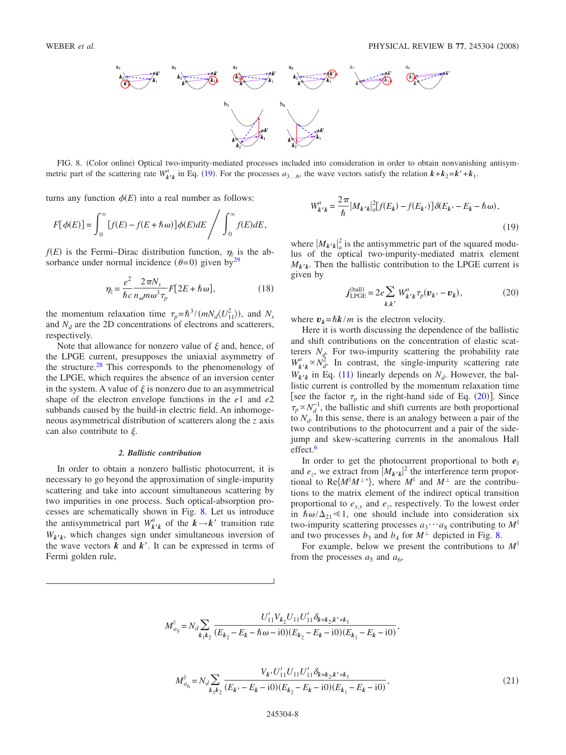FIG. 8. (Color online) Optical two-impurity-mediated processes included into consideration in order to obtain nonvanishing antisymmetric part of the scattering rate $W^a_{k'k}$ in Eq. (19). For the processes $a_{3\ldots6}$, the wave vectors satisfy the relation $\boldsymbol{k}+\boldsymbol{k}_2=\boldsymbol{k}'+\boldsymbol{k}_1$.

turns any function $\phi(E)$ into a real number as follows:

$$F[\phi(E)] = \int_0^\infty [f(E) - f(E+\hbar\omega)]\phi(E)dE \Bigg/ \int_0^\infty f(E)dE,$$

$f(E)$ is the Fermi–Dirac distribution function, $\eta_\parallel$ is the absorbance under normal incidence ($\theta=0$) given by[29]

$$\eta_\parallel = \frac{e^2}{\hbar c}\frac{2\pi N_s}{n_\omega m\omega^3\tau_p}F[2E+\hbar\omega], \tag{18}$$

the momentum relaxation time $\tau_p=\hbar^3/(mN_d\langle U_{11}^2\rangle)$, and $N_s$ and $N_d$ are the 2D concentrations of electrons and scatterers, respectively.

Note that allowance for nonzero value of $\xi$ and, hence, of the LPGE current, presupposes the uniaxial asymmetry of the structure.[28] This corresponds to the phenomenology of the LPGE, which requires the absence of an inversion center in the system. A value of $\xi$ is nonzero due to an asymmetrical shape of the electron envelope functions in the $e1$ and $e2$ subbands caused by the build-in electric field. An inhomogeneous asymmetrical distribution of scatterers along the $z$ axis can also contribute to $\xi$.

#### *2. Ballistic contribution*

In order to obtain a nonzero ballistic photocurrent, it is necessary to go beyond the approximation of single-impurity scattering and take into account simultaneous scattering by two impurities in one process. Such optical-absorption processes are schematically shown in Fig. 8. Let us introduce the antisymmetrical part $W^a_{k'k}$ of the $\boldsymbol{k}\to\boldsymbol{k}'$ transition rate $W_{k'k}$, which changes sign under simultaneous inversion of the wave vectors $\boldsymbol{k}$ and $\boldsymbol{k}'$. It can be expressed in terms of Fermi golden rule,

$$W^a_{k'k} = \frac{2\pi}{\hbar}|M_{k'k}|^2_a[f(E_k) - f(E_{k'})]\delta(E_{k'} - E_k - \hbar\omega), \tag{19}$$

where $|M_{k'k}|^2_a$ is the antisymmetric part of the squared modulus of the optical two-impurity-mediated matrix element $M_{k'k}$. Then the ballistic contribution to the LPGE current is given by

$$\boldsymbol{j}^{(\text{ball})}_{\text{LPGE}} = 2e\sum_{k,k'} W^a_{k'k}\tau_p(\boldsymbol{v}_{k'} - \boldsymbol{v}_k), \tag{20}$$

where $\boldsymbol{v}_k=\hbar\boldsymbol{k}/m$ is the electron velocity.

Here it is worth discussing the dependence of the ballistic and shift contributions on the concentration of elastic scatterers $N_d$. For two-impurity scattering the probability rate $W^a_{k'k}\propto N_d^2$. In contrast, the single-impurity scattering rate $W_{k'k}$ in Eq. (11) linearly depends on $N_d$. However, the ballistic current is controlled by the momentum relaxation time [see the factor $\tau_p$ in the right-hand side of Eq. (20)]. Since $\tau_p\propto N_d^{-1}$, the ballistic and shift currents are both proportional to $N_d$. In this sense, there is an analogy between a pair of the two contributions to the photocurrent and a pair of the side-jump and skew-scattering currents in the anomalous Hall effect.[6]

In order to get the photocurrent proportional to both $\boldsymbol{e}_\parallel$ and $e_z$, we extract from $|M_{k'k}|^2$ the interference term proportional to $\text{Re}\{M^\parallel M^{\perp *}\}$, where $M^\parallel$ and $M^\perp$ are the contributions to the matrix element of the indirect optical transition proportional to $e_{x,y}$ and $e_z$, respectively. To the lowest order in $\hbar\omega/\Delta_{21}\ll 1$, one should include into consideration six two-impurity scattering processes $a_3\cdots a_8$ contributing to $M^\parallel$ and two processes $b_3$ and $b_4$ for $M^\perp$ depicted in Fig. 8.

For example, below we present the contributions to $M^\parallel$ from the processes $a_5$ and $a_6$,

$$M^\parallel_{a_5} = N_d\sum_{k_1k_2}\frac{U'_{11}V_{k_2}U_{11}U'_{11}\delta_{k+k_2,k'+k_1}}{(E_{k_2}-E_k-\hbar\omega-\text{i}0)(E_{k_2}-E_k-\text{i}0)(E_{k_1}-E_k-\text{i}0)},$$

$$M^\parallel_{a_6} = N_d\sum_{k_1k_2}\frac{V_{k'}U'_{11}U_{11}U'_{11}\delta_{k+k_2,k'+k_1}}{(E_{k'}-E_k-\text{i}0)(E_{k_2}-E_k-\text{i}0)(E_{k_1}-E_k-\text{i}0)}, \tag{21}$$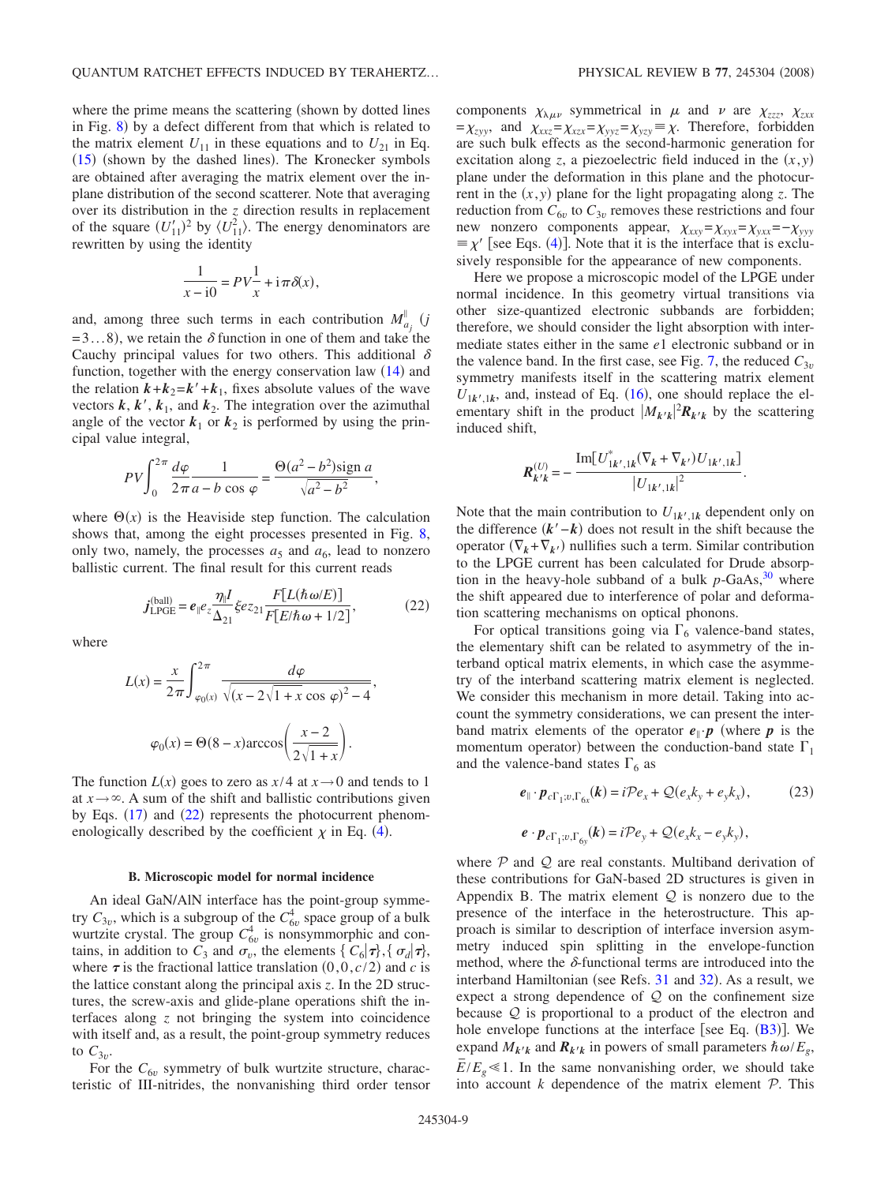where the prime means the scattering (shown by dotted lines in Fig. 8) by a defect different from that which is related to the matrix element $U_{11}$ in these equations and to $U_{21}$ in Eq. (15) (shown by the dashed lines). The Kronecker symbols are obtained after averaging the matrix element over the in-plane distribution of the second scatterer. Note that averaging over its distribution in the $z$ direction results in replacement of the square $(U'_{11})^2$ by $\langle U_{11}^2 \rangle$. The energy denominators are rewritten by using the identity

$$\frac{1}{x - \mathrm{i}0} = PV\frac{1}{x} + \mathrm{i}\pi\delta(x),$$

and, among three such terms in each contribution $M^{\parallel}_{a_j}$ ($j = 3\ldots8$), we retain the $\delta$ function in one of them and take the Cauchy principal values for two others. This additional $\delta$ function, together with the energy conservation law (14) and the relation $\boldsymbol{k}+\boldsymbol{k}_2=\boldsymbol{k}'+\boldsymbol{k}_1$, fixes absolute values of the wave vectors $\boldsymbol{k}$, $\boldsymbol{k}'$, $\boldsymbol{k}_1$, and $\boldsymbol{k}_2$. The integration over the azimuthal angle of the vector $\boldsymbol{k}_1$ or $\boldsymbol{k}_2$ is performed by using the principal value integral,

$$PV\int_0^{2\pi} \frac{d\varphi}{2\pi}\frac{1}{a - b\cos\varphi} = \frac{\Theta(a^2-b^2)\,\mathrm{sign}\, a}{\sqrt{a^2-b^2}},$$

where $\Theta(x)$ is the Heaviside step function. The calculation shows that, among the eight processes presented in Fig. 8, only two, namely, the processes $a_5$ and $a_6$, lead to nonzero ballistic current. The final result for this current reads

$$\boldsymbol{j}^{(\mathrm{ball})}_{\mathrm{LPGE}} = \boldsymbol{e}_{\parallel} e_z \frac{\eta_{\parallel} I}{\Delta_{21}} \xi e z_{21} \frac{F[L(\hbar\omega/E)]}{F[E/\hbar\omega + 1/2]}, \tag{22}$$

where

$$L(x) = \frac{x}{2\pi}\int_{\varphi_0(x)}^{2\pi} \frac{d\varphi}{\sqrt{(x - 2\sqrt{1+x}\cos\varphi)^2 - 4}},$$

$$\varphi_0(x) = \Theta(8-x)\arccos\left(\frac{x-2}{2\sqrt{1+x}}\right).$$

The function $L(x)$ goes to zero as $x/4$ at $x \to 0$ and tends to 1 at $x \to \infty$. A sum of the shift and ballistic contributions given by Eqs. (17) and (22) represents the photocurrent phenomenologically described by the coefficient $\chi$ in Eq. (4).

### B. Microscopic model for normal incidence

An ideal GaN/AlN interface has the point-group symmetry $C_{3v}$, which is a subgroup of the $C^4_{6v}$ space group of a bulk wurtzite crystal. The group $C^4_{6v}$ is nonsymmorphic and contains, in addition to $C_3$ and $\sigma_v$, the elements $\{C_6|\boldsymbol{\tau}\}$, $\{\sigma_d|\boldsymbol{\tau}\}$, where $\boldsymbol{\tau}$ is the fractional lattice translation $(0,0,c/2)$ and $c$ is the lattice constant along the principal axis $z$. In the 2D structures, the screw-axis and glide-plane operations shift the interfaces along $z$ not bringing the system into coincidence with itself and, as a result, the point-group symmetry reduces to $C_{3v}$.

For the $C_{6v}$ symmetry of bulk wurtzite structure, characteristic of III-nitrides, the nonvanishing third order tensor components $\chi_{\lambda\mu\nu}$ symmetrical in $\mu$ and $\nu$ are $\chi_{zzz}$, $\chi_{zxx} = \chi_{zyy}$, and $\chi_{xxz} = \chi_{xzx} = \chi_{yyz} = \chi_{yzy} \equiv \chi$. Therefore, forbidden are such bulk effects as the second-harmonic generation for excitation along $z$, a piezoelectric field induced in the $(x,y)$ plane under the deformation in this plane and the photocurrent in the $(x,y)$ plane for the light propagating along $z$. The reduction from $C_{6v}$ to $C_{3v}$ removes these restrictions and four new nonzero components appear, $\chi_{xxy} = \chi_{xyx} = \chi_{yxx} = -\chi_{yyy} \equiv \chi'$ [see Eqs. (4)]. Note that it is the interface that is exclusively responsible for the appearance of new components.

Here we propose a microscopic model of the LPGE under normal incidence. In this geometry virtual transitions via other size-quantized electronic subbands are forbidden; therefore, we should consider the light absorption with intermediate states either in the same $e1$ electronic subband or in the valence band. In the first case, see Fig. 7, the reduced $C_{3v}$ symmetry manifests itself in the scattering matrix element $U_{1\boldsymbol{k}',1\boldsymbol{k}}$, and, instead of Eq. (16), one should replace the elementary shift in the product $|M_{\boldsymbol{k}'\boldsymbol{k}}|^2\boldsymbol{R}_{\boldsymbol{k}'\boldsymbol{k}}$ by the scattering induced shift,

$$\boldsymbol{R}^{(U)}_{\boldsymbol{k}'\boldsymbol{k}} = -\frac{\mathrm{Im}[U^*_{1\boldsymbol{k}',1\boldsymbol{k}}(\nabla_{\boldsymbol{k}} + \nabla_{\boldsymbol{k}'})U_{1\boldsymbol{k}',1\boldsymbol{k}}]}{|U_{1\boldsymbol{k}',1\boldsymbol{k}}|^2}.$$

Note that the main contribution to $U_{1\boldsymbol{k}',1\boldsymbol{k}}$ dependent only on the difference $(\boldsymbol{k}'-\boldsymbol{k})$ does not result in the shift because the operator $(\nabla_{\boldsymbol{k}} + \nabla_{\boldsymbol{k}'})$ nullifies such a term. Similar contribution to the LPGE current has been calculated for Drude absorption in the heavy-hole subband of a bulk $p$-GaAs,[30] where the shift appeared due to interference of polar and deformation scattering mechanisms on optical phonons.

For optical transitions going via $\Gamma_6$ valence-band states, the elementary shift can be related to asymmetry of the interband optical matrix elements, in which case the asymmetry of the interband scattering matrix element is neglected. We consider this mechanism in more detail. Taking into account the symmetry considerations, we can present the interband matrix elements of the operator $\boldsymbol{e}_{\parallel}\cdot\boldsymbol{p}$ (where $\boldsymbol{p}$ is the momentum operator) between the conduction-band state $\Gamma_1$ and the valence-band states $\Gamma_6$ as

$$\boldsymbol{e}_{\parallel}\cdot\boldsymbol{p}_{c\Gamma_1;v,\Gamma_{6x}}(\boldsymbol{k}) = i\mathcal{P}e_x + \mathcal{Q}(e_x k_y + e_y k_x), \tag{23}$$

$$\boldsymbol{e}\cdot\boldsymbol{p}_{c\Gamma_1;v,\Gamma_{6y}}(\boldsymbol{k}) = i\mathcal{P}e_y + \mathcal{Q}(e_x k_x - e_y k_y),$$

where $\mathcal{P}$ and $\mathcal{Q}$ are real constants. Multiband derivation of these contributions for GaN-based 2D structures is given in Appendix B. The matrix element $\mathcal{Q}$ is nonzero due to the presence of the interface in the heterostructure. This approach is similar to description of interface inversion asymmetry induced spin splitting in the envelope-function method, where the $\delta$-functional terms are introduced into the interband Hamiltonian (see Refs. 31 and 32). As a result, we expect a strong dependence of $\mathcal{Q}$ on the confinement size because $\mathcal{Q}$ is proportional to a product of the electron and hole envelope functions at the interface [see Eq. (B3)]. We expand $M_{\boldsymbol{k}'\boldsymbol{k}}$ and $\boldsymbol{R}_{\boldsymbol{k}'\boldsymbol{k}}$ in powers of small parameters $\hbar\omega/E_g$, $\bar{E}/E_g \ll 1$. In the same nonvanishing order, we should take into account $k$ dependence of the matrix element $\mathcal{P}$. This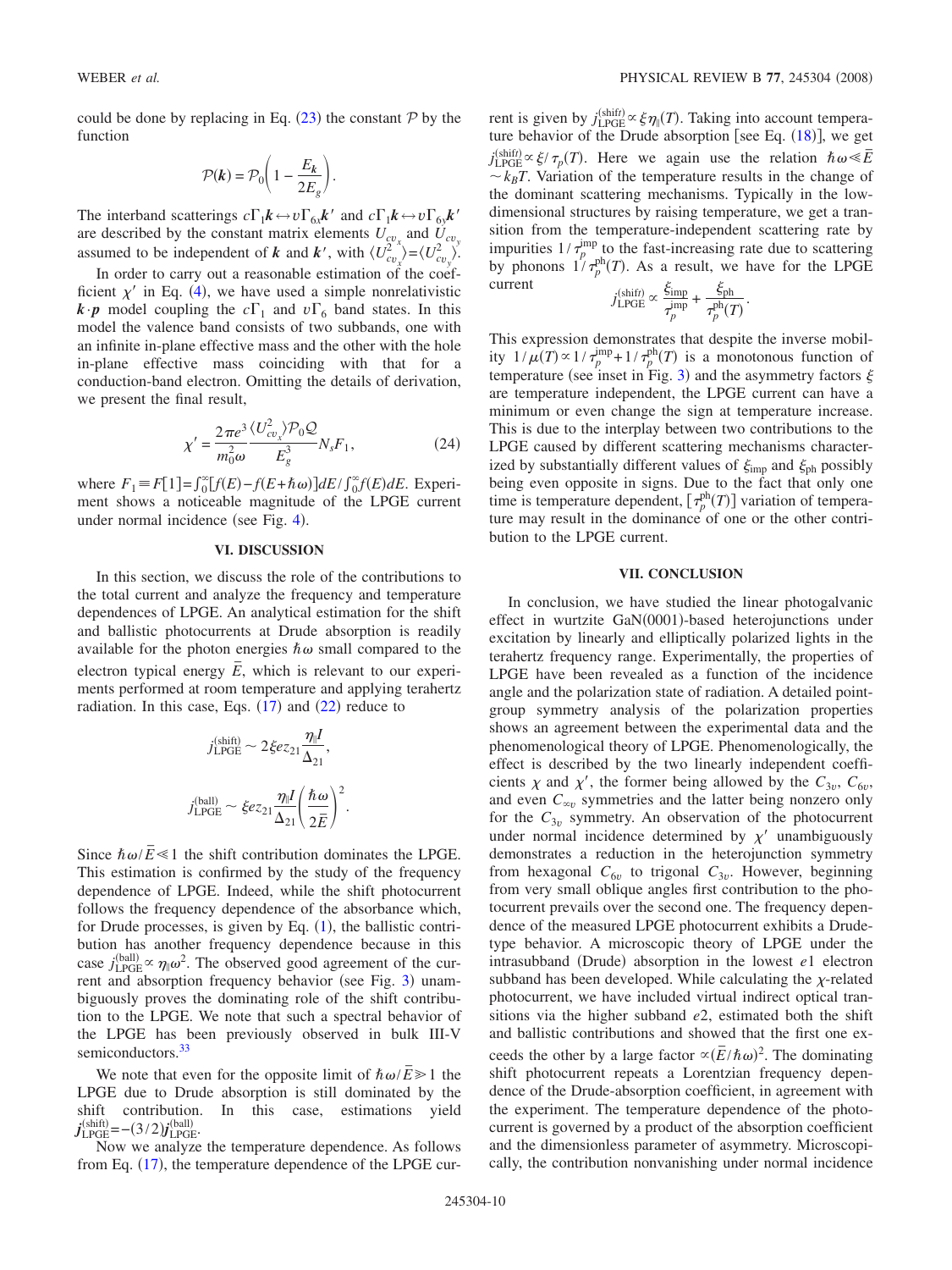could be done by replacing in Eq. (23) the constant $\mathcal{P}$ by the function

$$\mathcal{P}(\boldsymbol{k}) = \mathcal{P}_0\left(1 - \frac{E_k}{2E_g}\right).$$

The interband scatterings $c\Gamma_1\boldsymbol{k} \leftrightarrow v\Gamma_{6x}\boldsymbol{k}'$ and $c\Gamma_1\boldsymbol{k} \leftrightarrow v\Gamma_{6y}\boldsymbol{k}'$ are described by the constant matrix elements $U_{cv_x}$ and $U_{cv_y}$ assumed to be independent of $\boldsymbol{k}$ and $\boldsymbol{k}'$, with $\langle U^2_{cv_x}\rangle = \langle U^2_{cv_y}\rangle$.

In order to carry out a reasonable estimation of the coefficient $\chi'$ in Eq. (4), we have used a simple nonrelativistic $\boldsymbol{k}\cdot\boldsymbol{p}$ model coupling the $c\Gamma_1$ and $v\Gamma_6$ band states. In this model the valence band consists of two subbands, one with an infinite in-plane effective mass and the other with the hole in-plane effective mass coinciding with that for a conduction-band electron. Omitting the details of derivation, we present the final result,

$$\chi' = \frac{2\pi e^3}{m_0^2\omega}\frac{\langle U^2_{cv_x}\rangle \mathcal{P}_0 \mathcal{Q}}{E_g^3} N_s F_1, \tag{24}$$

where $F_1 \equiv F[1] = \int_0^\infty [f(E) - f(E+\hbar\omega)]dE / \int_0^\infty f(E)dE$. Experiment shows a noticeable magnitude of the LPGE current under normal incidence (see Fig. 4).

## VI. DISCUSSION

In this section, we discuss the role of the contributions to the total current and analyze the frequency and temperature dependences of LPGE. An analytical estimation for the shift and ballistic photocurrents at Drude absorption is readily available for the photon energies $\hbar\omega$ small compared to the electron typical energy $\bar{E}$, which is relevant to our experiments performed at room temperature and applying terahertz radiation. In this case, Eqs. (17) and (22) reduce to

$$j^{(\text{shift})}_{\text{LPGE}} \sim 2\xi e z_{21}\frac{\eta_\parallel I}{\Delta_{21}},$$

$$j^{(\text{ball})}_{\text{LPGE}} \sim \xi e z_{21}\frac{\eta_\parallel I}{\Delta_{21}}\left(\frac{\hbar\omega}{2\bar{E}}\right)^2.$$

Since $\hbar\omega/\bar{E} \ll 1$ the shift contribution dominates the LPGE. This estimation is confirmed by the study of the frequency dependence of LPGE. Indeed, while the shift photocurrent follows the frequency dependence of the absorbance which, for Drude processes, is given by Eq. (1), the ballistic contribution has another frequency dependence because in this case $j^{(\text{ball})}_{\text{LPGE}} \propto \eta_\parallel\omega^2$. The observed good agreement of the current and absorption frequency behavior (see Fig. 3) unambiguously proves the dominating role of the shift contribution to the LPGE. We note that such a spectral behavior of the LPGE has been previously observed in bulk III-V semiconductors.[33]

We note that even for the opposite limit of $\hbar\omega/\bar{E} \gg 1$ the LPGE due to Drude absorption is still dominated by the shift contribution. In this case, estimations yield $\boldsymbol{j}^{(\text{shift})}_{\text{LPGE}} = -(3/2)\boldsymbol{j}^{(\text{ball})}_{\text{LPGE}}$.

Now we analyze the temperature dependence. As follows from Eq. (17), the temperature dependence of the LPGE current is given by $j^{(\text{shift})}_{\text{LPGE}} \propto \xi\eta_\parallel(T)$. Taking into account temperature behavior of the Drude absorption [see Eq. (18)], we get $j^{(\text{shift})}_{\text{LPGE}} \propto \xi/\tau_p(T)$. Here we again use the relation $\hbar\omega \ll \bar{E} \sim k_BT$. Variation of the temperature results in the change of the dominant scattering mechanisms. Typically in the low-dimensional structures by raising temperature, we get a transition from the temperature-independent scattering rate by impurities $1/\tau_p^{\text{imp}}$ to the fast-increasing rate due to scattering by phonons $1/\tau_p^{\text{ph}}(T)$. As a result, we have for the LPGE current

$$j^{(\text{shift})}_{\text{LPGE}} \propto \frac{\xi_{\text{imp}}}{\tau_p^{\text{imp}}} + \frac{\xi_{\text{ph}}}{\tau_p^{\text{ph}}(T)}.$$

This expression demonstrates that despite the inverse mobility $1/\mu(T) \propto 1/\tau_p^{\text{imp}} + 1/\tau_p^{\text{ph}}(T)$ is a monotonous function of temperature (see inset in Fig. 3) and the asymmetry factors $\xi$ are temperature independent, the LPGE current can have a minimum or even change the sign at temperature increase. This is due to the interplay between two contributions to the LPGE caused by different scattering mechanisms characterized by substantially different values of $\xi_{\text{imp}}$ and $\xi_{\text{ph}}$ possibly being even opposite in signs. Due to the fact that only one time is temperature dependent, $[\tau_p^{\text{ph}}(T)]$ variation of temperature may result in the dominance of one or the other contribution to the LPGE current.

## VII. CONCLUSION

In conclusion, we have studied the linear photogalvanic effect in wurtzite GaN(0001)-based heterojunctions under excitation by linearly and elliptically polarized lights in the terahertz frequency range. Experimentally, the properties of LPGE have been revealed as a function of the incidence angle and the polarization state of radiation. A detailed point-group symmetry analysis of the polarization properties shows an agreement between the experimental data and the phenomenological theory of LPGE. Phenomenologically, the effect is described by the two linearly independent coefficients $\chi$ and $\chi'$, the former being allowed by the $C_{3v}$, $C_{6v}$, and even $C_{\infty v}$ symmetries and the latter being nonzero only for the $C_{3v}$ symmetry. An observation of the photocurrent under normal incidence determined by $\chi'$ unambiguously demonstrates a reduction in the heterojunction symmetry from hexagonal $C_{6v}$ to trigonal $C_{3v}$. However, beginning from very small oblique angles first contribution to the photocurrent prevails over the second one. The frequency dependence of the measured LPGE photocurrent exhibits a Drude-type behavior. A microscopic theory of LPGE under the intrasubband (Drude) absorption in the lowest $e1$ electron subband has been developed. While calculating the $\chi$-related photocurrent, we have included virtual indirect optical transitions via the higher subband $e2$, estimated both the shift and ballistic contributions and showed that the first one exceeds the other by a large factor $\propto(\bar{E}/\hbar\omega)^2$. The dominating shift photocurrent repeats a Lorentzian frequency dependence of the Drude-absorption coefficient, in agreement with the experiment. The temperature dependence of the photocurrent is governed by a product of the absorption coefficient and the dimensionless parameter of asymmetry. Microscopically, the contribution nonvanishing under normal incidence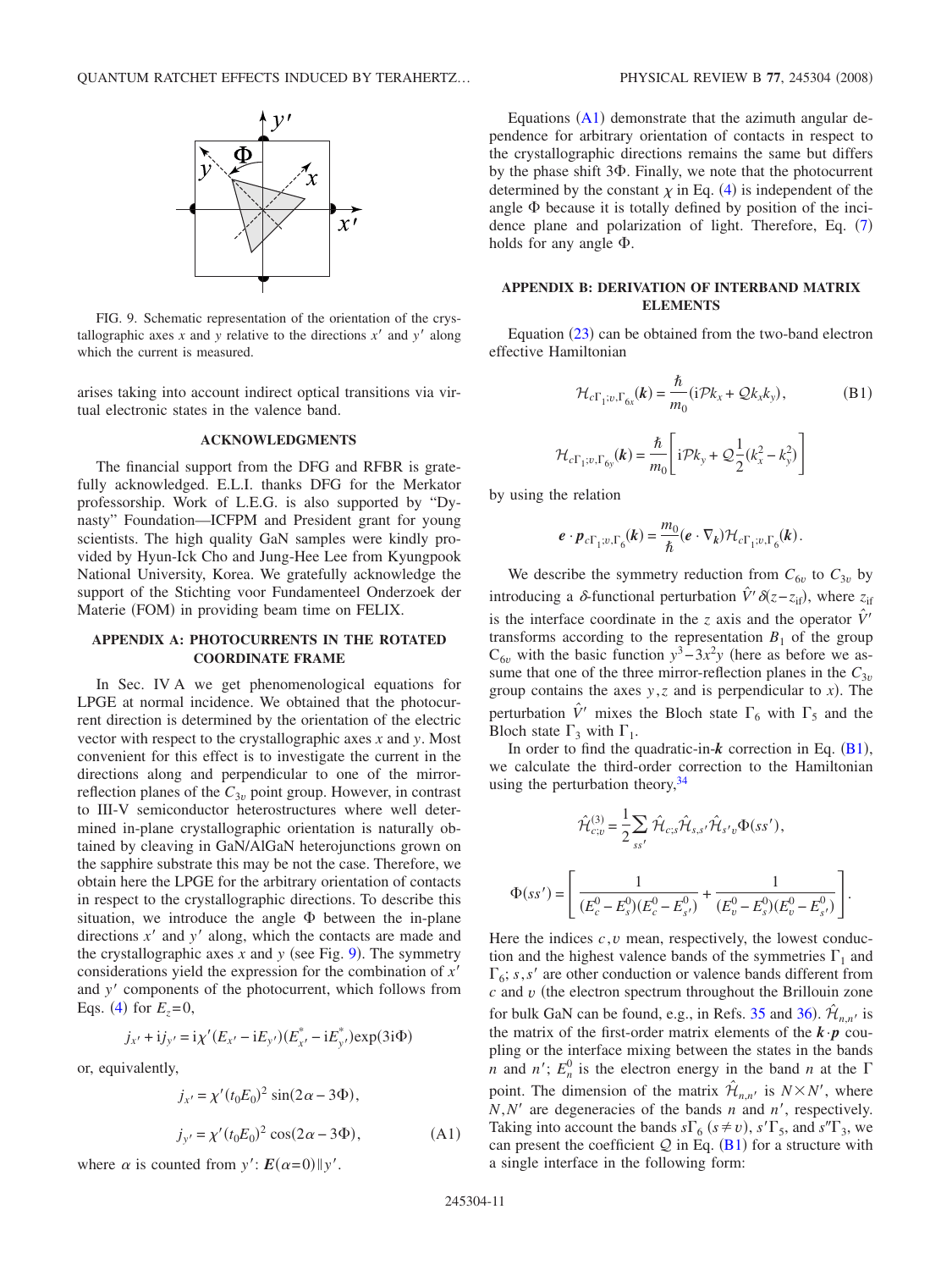FIG. 9. Schematic representation of the orientation of the crystallographic axes $x$ and $y$ relative to the directions $x'$ and $y'$ along which the current is measured.

arises taking into account indirect optical transitions via virtual electronic states in the valence band.

## ACKNOWLEDGMENTS

The financial support from the DFG and RFBR is gratefully acknowledged. E.L.I. thanks DFG for the Merkator professorship. Work of L.E.G. is also supported by "Dynasty" Foundation—ICFPM and President grant for young scientists. The high quality GaN samples were kindly provided by Hyun-Ick Cho and Jung-Hee Lee from Kyungpook National University, Korea. We gratefully acknowledge the support of the Stichting voor Fundamenteel Onderzoek der Materie (FOM) in providing beam time on FELIX.

## APPENDIX A: PHOTOCURRENTS IN THE ROTATED COORDINATE FRAME

In Sec. IV A we get phenomenological equations for LPGE at normal incidence. We obtained that the photocurrent direction is determined by the orientation of the electric vector with respect to the crystallographic axes $x$ and $y$. Most convenient for this effect is to investigate the current in the directions along and perpendicular to one of the mirror-reflection planes of the $C_{3v}$ point group. However, in contrast to III-V semiconductor heterostructures where well determined in-plane crystallographic orientation is naturally obtained by cleaving in GaN/AlGaN heterojunctions grown on the sapphire substrate this may be not the case. Therefore, we obtain here the LPGE for the arbitrary orientation of contacts in respect to the crystallographic directions. To describe this situation, we introduce the angle $\Phi$ between the in-plane directions $x'$ and $y'$ along, which the contacts are made and the crystallographic axes $x$ and $y$ (see Fig. 9). The symmetry considerations yield the expression for the combination of $x'$ and $y'$ components of the photocurrent, which follows from Eqs. (4) for $E_z=0$,

$$j_{x'}+\mathrm{i}j_{y'}=\mathrm{i}\chi'(E_{x'}-\mathrm{i}E_{y'})(E^*_{x'}-\mathrm{i}E^*_{y'})\exp(3\mathrm{i}\Phi)$$

or, equivalently,

$$j_{x'}=\chi'(t_0E_0)^2\sin(2\alpha-3\Phi),$$

$$j_{y'}=\chi'(t_0E_0)^2\cos(2\alpha-3\Phi), \tag{A1}$$

where $\alpha$ is counted from $y'$: $\boldsymbol{E}(\alpha=0)\parallel y'$.

Equations (A1) demonstrate that the azimuth angular dependence for arbitrary orientation of contacts in respect to the crystallographic directions remains the same but differs by the phase shift $3\Phi$. Finally, we note that the photocurrent determined by the constant $\chi$ in Eq. (4) is independent of the angle $\Phi$ because it is totally defined by position of the incidence plane and polarization of light. Therefore, Eq. (7) holds for any angle $\Phi$.

## APPENDIX B: DERIVATION OF INTERBAND MATRIX ELEMENTS

Equation (23) can be obtained from the two-band electron effective Hamiltonian

$$\mathcal{H}_{c\Gamma_1;v,\Gamma_{6x}}(\boldsymbol{k})=\frac{\hbar}{m_0}(\mathrm{i}\mathcal{P}k_x+\mathcal{Q}k_xk_y), \tag{B1}$$

$$\mathcal{H}_{c\Gamma_1;v,\Gamma_{6y}}(\boldsymbol{k})=\frac{\hbar}{m_0}\left[\mathrm{i}\mathcal{P}k_y+\mathcal{Q}\frac{1}{2}(k_x^2-k_y^2)\right]$$

by using the relation

$$\boldsymbol{e}\cdot\boldsymbol{p}_{c\Gamma_1;v,\Gamma_6}(\boldsymbol{k})=\frac{m_0}{\hbar}(\boldsymbol{e}\cdot\nabla_{\boldsymbol{k}})\mathcal{H}_{c\Gamma_1;v,\Gamma_6}(\boldsymbol{k}).$$

We describe the symmetry reduction from $C_{6v}$ to $C_{3v}$ by introducing a $\delta$-functional perturbation $\hat{V}'\delta(z-z_{\text{if}})$, where $z_{\text{if}}$ is the interface coordinate in the $z$ axis and the operator $\hat{V}'$ transforms according to the representation $B_1$ of the group $C_{6v}$ with the basic function $y^3-3x^2y$ (here as before we assume that one of the three mirror-reflection planes in the $C_{3v}$ group contains the axes $y,z$ and is perpendicular to $x$). The perturbation $\hat{V}'$ mixes the Bloch state $\Gamma_6$ with $\Gamma_5$ and the Bloch state $\Gamma_3$ with $\Gamma_1$.

In order to find the quadratic-in-$\boldsymbol{k}$ correction in Eq. (B1), we calculate the third-order correction to the Hamiltonian using the perturbation theory,[34]

$$\hat{\mathcal{H}}^{(3)}_{c;v}=\frac{1}{2}\sum_{ss'}\hat{\mathcal{H}}_{c;s}\hat{\mathcal{H}}_{s,s'}\hat{\mathcal{H}}_{s'v}\Phi(ss'),$$

$$\Phi(ss')=\left[\frac{1}{(E_c^0-E_s^0)(E_c^0-E_{s'}^0)}+\frac{1}{(E_v^0-E_s^0)(E_v^0-E_{s'}^0)}\right].$$

Here the indices $c,v$ mean, respectively, the lowest conduction and the highest valence bands of the symmetries $\Gamma_1$ and $\Gamma_6$; $s,s'$ are other conduction or valence bands different from $c$ and $v$ (the electron spectrum throughout the Brillouin zone for bulk GaN can be found, e.g., in Refs. 35 and 36). $\hat{\mathcal{H}}_{n,n'}$ is the matrix of the first-order matrix elements of the $\boldsymbol{k}\cdot\boldsymbol{p}$ coupling or the interface mixing between the states in the bands $n$ and $n'$; $E_n^0$ is the electron energy in the band $n$ at the $\Gamma$ point. The dimension of the matrix $\hat{\mathcal{H}}_{n,n'}$ is $N\times N'$, where $N,N'$ are degeneracies of the bands $n$ and $n'$, respectively. Taking into account the bands $s\Gamma_6$ $(s\neq v)$, $s'\Gamma_5$, and $s''\Gamma_3$, we can present the coefficient $\mathcal{Q}$ in Eq. (B1) for a structure with a single interface in the following form: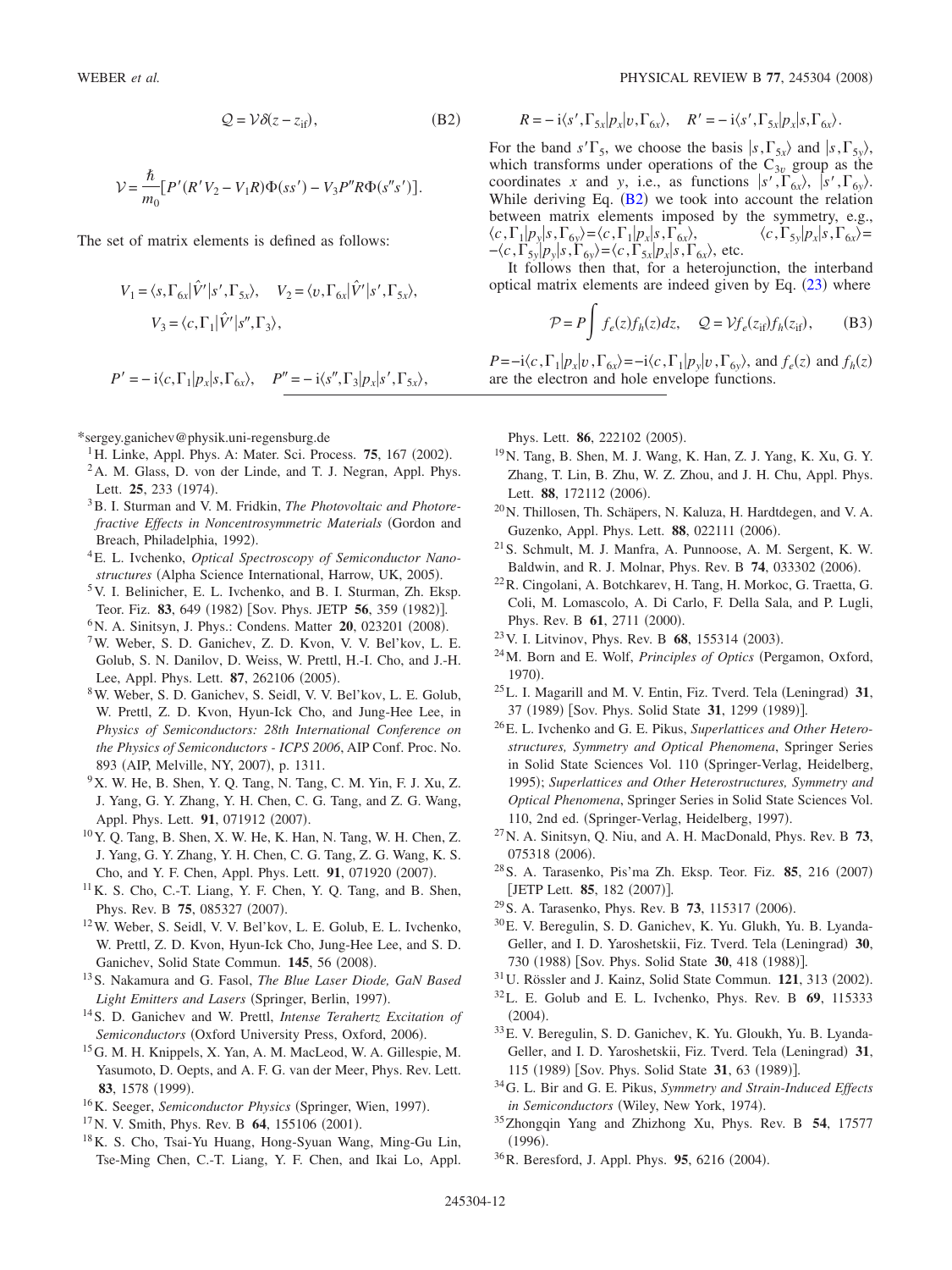$$\mathcal{Q} = \mathcal{V}\delta(z - z_{\text{if}}), \tag{B2}$$

$$\mathcal{V} = \frac{\hbar}{m_0}[P'(R'V_2 - V_1 R)\Phi(ss') - V_3 P'' R \Phi(s''s')].$$

The set of matrix elements is defined as follows:

$$V_1 = \langle s, \Gamma_{6x}|\hat{V}'|s', \Gamma_{5x}\rangle, \quad V_2 = \langle v, \Gamma_{6x}|\hat{V}'|s', \Gamma_{5x}\rangle,$$

$$V_3 = \langle c, \Gamma_1|\hat{V}'|s'', \Gamma_3\rangle,$$

$$P' = -\,\mathrm{i}\langle c, \Gamma_1|p_x|s, \Gamma_{6x}\rangle, \quad P'' = -\,\mathrm{i}\langle s'', \Gamma_3|p_x|s', \Gamma_{5x}\rangle,$$

$$R = -\,\mathrm{i}\langle s', \Gamma_{5x}|p_x|v, \Gamma_{6x}\rangle, \quad R' = -\,\mathrm{i}\langle s', \Gamma_{5x}|p_x|s, \Gamma_{6x}\rangle.$$

For the band $s'\Gamma_5$, we choose the basis $|s, \Gamma_{5x}\rangle$ and $|s, \Gamma_{5y}\rangle$, which transforms under operations of the $C_{3v}$ group as the coordinates $x$ and $y$, i.e., as functions $|s', \Gamma_{6x}\rangle$, $|s', \Gamma_{6y}\rangle$. While deriving Eq. (B2) we took into account the relation between matrix elements imposed by the symmetry, e.g., $\langle c, \Gamma_1|p_y|s, \Gamma_{6y}\rangle = \langle c, \Gamma_1|p_x|s, \Gamma_{6x}\rangle$, $\langle c, \Gamma_{5y}|p_x|s, \Gamma_{6x}\rangle = -\langle c, \Gamma_{5y}|p_y|s, \Gamma_{6y}\rangle = \langle c, \Gamma_{5x}|p_x|s, \Gamma_{6x}\rangle$, etc.

It follows then that, for a heterojunction, the interband optical matrix elements are indeed given by Eq. (23) where

$$\mathcal{P} = P\int f_e(z) f_h(z) dz, \quad \mathcal{Q} = \mathcal{V} f_e(z_{\text{if}}) f_h(z_{\text{if}}), \tag{B3}$$

$P = -\mathrm{i}\langle c, \Gamma_1|p_x|v, \Gamma_{6x}\rangle = -\mathrm{i}\langle c, \Gamma_1|p_y|v, \Gamma_{6y}\rangle$, and $f_e(z)$ and $f_h(z)$ are the electron and hole envelope functions.

---

*sergey.ganichev@physik.uni-regensburg.de

[1] H. Linke, Appl. Phys. A: Mater. Sci. Process. **75**, 167 (2002).

[2] A. M. Glass, D. von der Linde, and T. J. Negran, Appl. Phys. Lett. **25**, 233 (1974).

[3] B. I. Sturman and V. M. Fridkin, *The Photovoltaic and Photorefractive Effects in Noncentrosymmetric Materials* (Gordon and Breach, Philadelphia, 1992).

[4] E. L. Ivchenko, *Optical Spectroscopy of Semiconductor Nanostructures* (Alpha Science International, Harrow, UK, 2005).

[5] V. I. Belinicher, E. L. Ivchenko, and B. I. Sturman, Zh. Eksp. Teor. Fiz. **83**, 649 (1982) [Sov. Phys. JETP **56**, 359 (1982)].

[6] N. A. Sinitsyn, J. Phys.: Condens. Matter **20**, 023201 (2008).

[7] W. Weber, S. D. Ganichev, Z. D. Kvon, V. V. Bel'kov, L. E. Golub, S. N. Danilov, D. Weiss, W. Prettl, H.-I. Cho, and J.-H. Lee, Appl. Phys. Lett. **87**, 262106 (2005).

[8] W. Weber, S. D. Ganichev, S. Seidl, V. V. Bel'kov, L. E. Golub, W. Prettl, Z. D. Kvon, Hyun-Ick Cho, and Jung-Hee Lee, in *Physics of Semiconductors: 28th International Conference on the Physics of Semiconductors - ICPS 2006*, AIP Conf. Proc. No. 893 (AIP, Melville, NY, 2007), p. 1311.

[9] X. W. He, B. Shen, Y. Q. Tang, N. Tang, C. M. Yin, F. J. Xu, Z. J. Yang, G. Y. Zhang, Y. H. Chen, C. G. Tang, and Z. G. Wang, Appl. Phys. Lett. **91**, 071912 (2007).

[10] Y. Q. Tang, B. Shen, X. W. He, K. Han, N. Tang, W. H. Chen, Z. J. Yang, G. Y. Zhang, Y. H. Chen, C. G. Tang, Z. G. Wang, K. S. Cho, and Y. F. Chen, Appl. Phys. Lett. **91**, 071920 (2007).

[11] K. S. Cho, C.-T. Liang, Y. F. Chen, Y. Q. Tang, and B. Shen, Phys. Rev. B **75**, 085327 (2007).

[12] W. Weber, S. Seidl, V. V. Bel'kov, L. E. Golub, E. L. Ivchenko, W. Prettl, Z. D. Kvon, Hyun-Ick Cho, Jung-Hee Lee, and S. D. Ganichev, Solid State Commun. **145**, 56 (2008).

[13] S. Nakamura and G. Fasol, *The Blue Laser Diode, GaN Based Light Emitters and Lasers* (Springer, Berlin, 1997).

[14] S. D. Ganichev and W. Prettl, *Intense Terahertz Excitation of Semiconductors* (Oxford University Press, Oxford, 2006).

[15] G. M. H. Knippels, X. Yan, A. M. MacLeod, W. A. Gillespie, M. Yasumoto, D. Oepts, and A. F. G. van der Meer, Phys. Rev. Lett. **83**, 1578 (1999).

[16] K. Seeger, *Semiconductor Physics* (Springer, Wien, 1997).

[17] N. V. Smith, Phys. Rev. B **64**, 155106 (2001).

[18] K. S. Cho, Tsai-Yu Huang, Hong-Syuan Wang, Ming-Gu Lin, Tse-Ming Chen, C.-T. Liang, Y. F. Chen, and Ikai Lo, Appl. Phys. Lett. **86**, 222102 (2005).

[19] N. Tang, B. Shen, M. J. Wang, K. Han, Z. J. Yang, K. Xu, G. Y. Zhang, T. Lin, B. Zhu, W. Z. Zhou, and J. H. Chu, Appl. Phys. Lett. **88**, 172112 (2006).

[20] N. Thillosen, Th. Schäpers, N. Kaluza, H. Hardtdegen, and V. A. Guzenko, Appl. Phys. Lett. **88**, 022111 (2006).

[21] S. Schmult, M. J. Manfra, A. Punnoose, A. M. Sergent, K. W. Baldwin, and R. J. Molnar, Phys. Rev. B **74**, 033302 (2006).

[22] R. Cingolani, A. Botchkarev, H. Tang, H. Morkoc, G. Traetta, G. Coli, M. Lomascolo, A. Di Carlo, F. Della Sala, and P. Lugli, Phys. Rev. B **61**, 2711 (2000).

[23] V. I. Litvinov, Phys. Rev. B **68**, 155314 (2003).

[24] M. Born and E. Wolf, *Principles of Optics* (Pergamon, Oxford, 1970).

[25] L. I. Magarill and M. V. Entin, Fiz. Tverd. Tela (Leningrad) **31**, 37 (1989) [Sov. Phys. Solid State **31**, 1299 (1989)].

[26] E. L. Ivchenko and G. E. Pikus, *Superlattices and Other Heterostructures, Symmetry and Optical Phenomena*, Springer Series in Solid State Sciences Vol. 110 (Springer-Verlag, Heidelberg, 1995); *Superlattices and Other Heterostructures, Symmetry and Optical Phenomena*, Springer Series in Solid State Sciences Vol. 110, 2nd ed. (Springer-Verlag, Heidelberg, 1997).

[27] N. A. Sinitsyn, Q. Niu, and A. H. MacDonald, Phys. Rev. B **73**, 075318 (2006).

[28] S. A. Tarasenko, Pis'ma Zh. Eksp. Teor. Fiz. **85**, 216 (2007) [JETP Lett. **85**, 182 (2007)].

[29] S. A. Tarasenko, Phys. Rev. B **73**, 115317 (2006).

[30] E. V. Beregulin, S. D. Ganichev, K. Yu. Glukh, Yu. B. Lyanda-Geller, and I. D. Yaroshetskii, Fiz. Tverd. Tela (Leningrad) **30**, 730 (1988) [Sov. Phys. Solid State **30**, 418 (1988)].

[31] U. Rössler and J. Kainz, Solid State Commun. **121**, 313 (2002).

[32] L. E. Golub and E. L. Ivchenko, Phys. Rev. B **69**, 115333 (2004).

[33] E. V. Beregulin, S. D. Ganichev, K. Yu. Gloukh, Yu. B. Lyanda-Geller, and I. D. Yaroshetskii, Fiz. Tverd. Tela (Leningrad) **31**, 115 (1989) [Sov. Phys. Solid State **31**, 63 (1989)].

[34] G. L. Bir and G. E. Pikus, *Symmetry and Strain-Induced Effects in Semiconductors* (Wiley, New York, 1974).

[35] Zhongqin Yang and Zhizhong Xu, Phys. Rev. B **54**, 17577 (1996).

[36] R. Beresford, J. Appl. Phys. **95**, 6216 (2004).